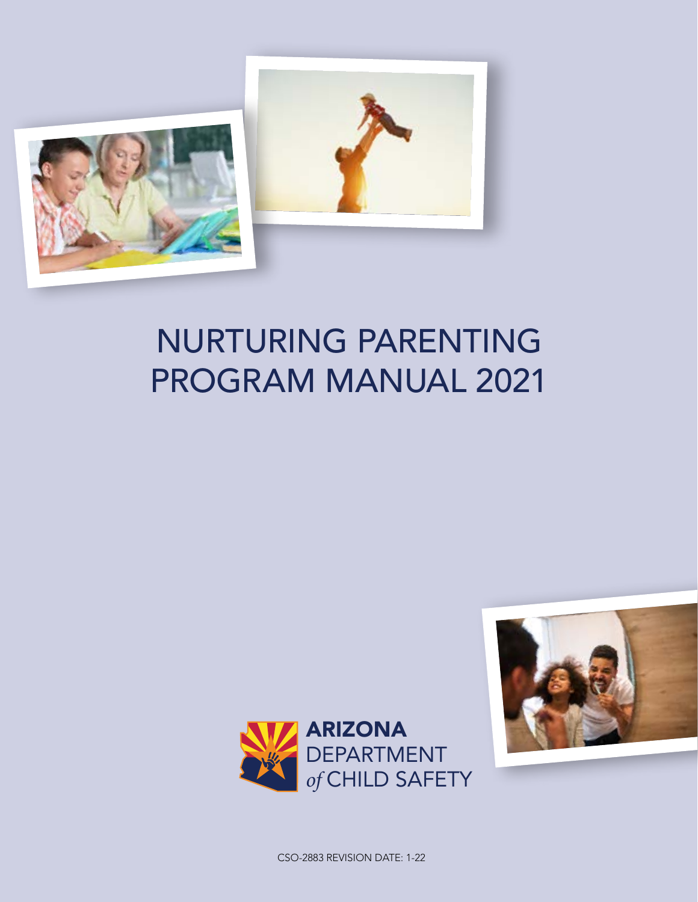# NURTURING PARENTING PROGRAM MANUAL 2021

**ARIZONA**
DEPARTMENT
*of* CHILD SAFETY

CSO-2883 REVISION DATE: 1-22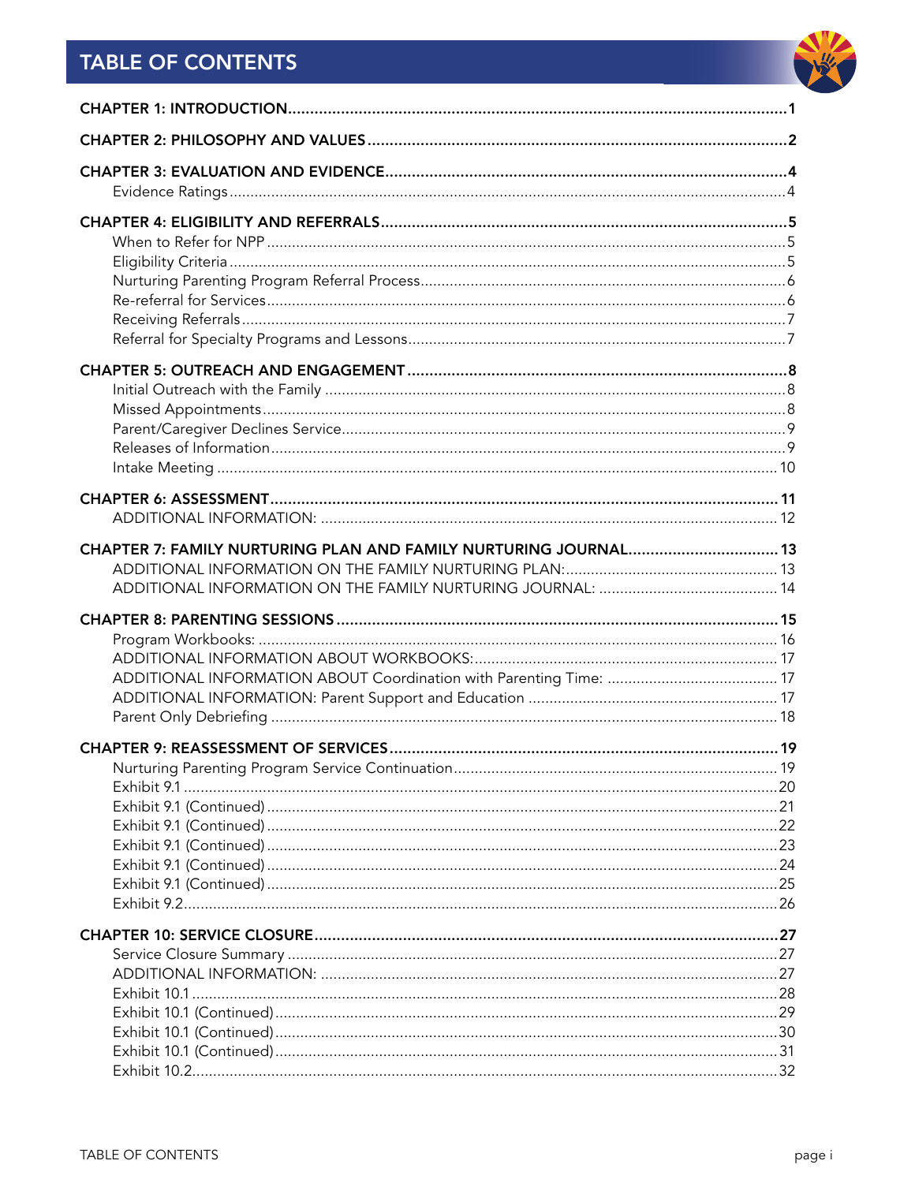# TABLE OF CONTENTS

**CHAPTER 1: INTRODUCTION** ..... 1

**CHAPTER 2: PHILOSOPHY AND VALUES** ..... 2

**CHAPTER 3: EVALUATION AND EVIDENCE** ..... 4
- Evidence Ratings ..... 4

**CHAPTER 4: ELIGIBILITY AND REFERRALS** ..... 5
- When to Refer for NPP ..... 5
- Eligibility Criteria ..... 5
- Nurturing Parenting Program Referral Process ..... 6
- Re-referral for Services ..... 6
- Receiving Referrals ..... 7
- Referral for Specialty Programs and Lessons ..... 7

**CHAPTER 5: OUTREACH AND ENGAGEMENT** ..... 8
- Initial Outreach with the Family ..... 8
- Missed Appointments ..... 8
- Parent/Caregiver Declines Service ..... 9
- Releases of Information ..... 9
- Intake Meeting ..... 10

**CHAPTER 6: ASSESSMENT** ..... 11
- ADDITIONAL INFORMATION: ..... 12

**CHAPTER 7: FAMILY NURTURING PLAN AND FAMILY NURTURING JOURNAL** ..... 13
- ADDITIONAL INFORMATION ON THE FAMILY NURTURING PLAN: ..... 13
- ADDITIONAL INFORMATION ON THE FAMILY NURTURING JOURNAL: ..... 14

**CHAPTER 8: PARENTING SESSIONS** ..... 15
- Program Workbooks: ..... 16
- ADDITIONAL INFORMATION ABOUT WORKBOOKS: ..... 17
- ADDITIONAL INFORMATION ABOUT Coordination with Parenting Time: ..... 17
- ADDITIONAL INFORMATION: Parent Support and Education ..... 17
- Parent Only Debriefing ..... 18

**CHAPTER 9: REASSESSMENT OF SERVICES** ..... 19
- Nurturing Parenting Program Service Continuation ..... 19
- Exhibit 9.1 ..... 20
- Exhibit 9.1 (Continued) ..... 21
- Exhibit 9.1 (Continued) ..... 22
- Exhibit 9.1 (Continued) ..... 23
- Exhibit 9.1 (Continued) ..... 24
- Exhibit 9.1 (Continued) ..... 25
- Exhibit 9.2 ..... 26

**CHAPTER 10: SERVICE CLOSURE** ..... 27
- Service Closure Summary ..... 27
- ADDITIONAL INFORMATION: ..... 27
- Exhibit 10.1 ..... 28
- Exhibit 10.1 (Continued) ..... 29
- Exhibit 10.1 (Continued) ..... 30
- Exhibit 10.1 (Continued) ..... 31
- Exhibit 10.2 ..... 32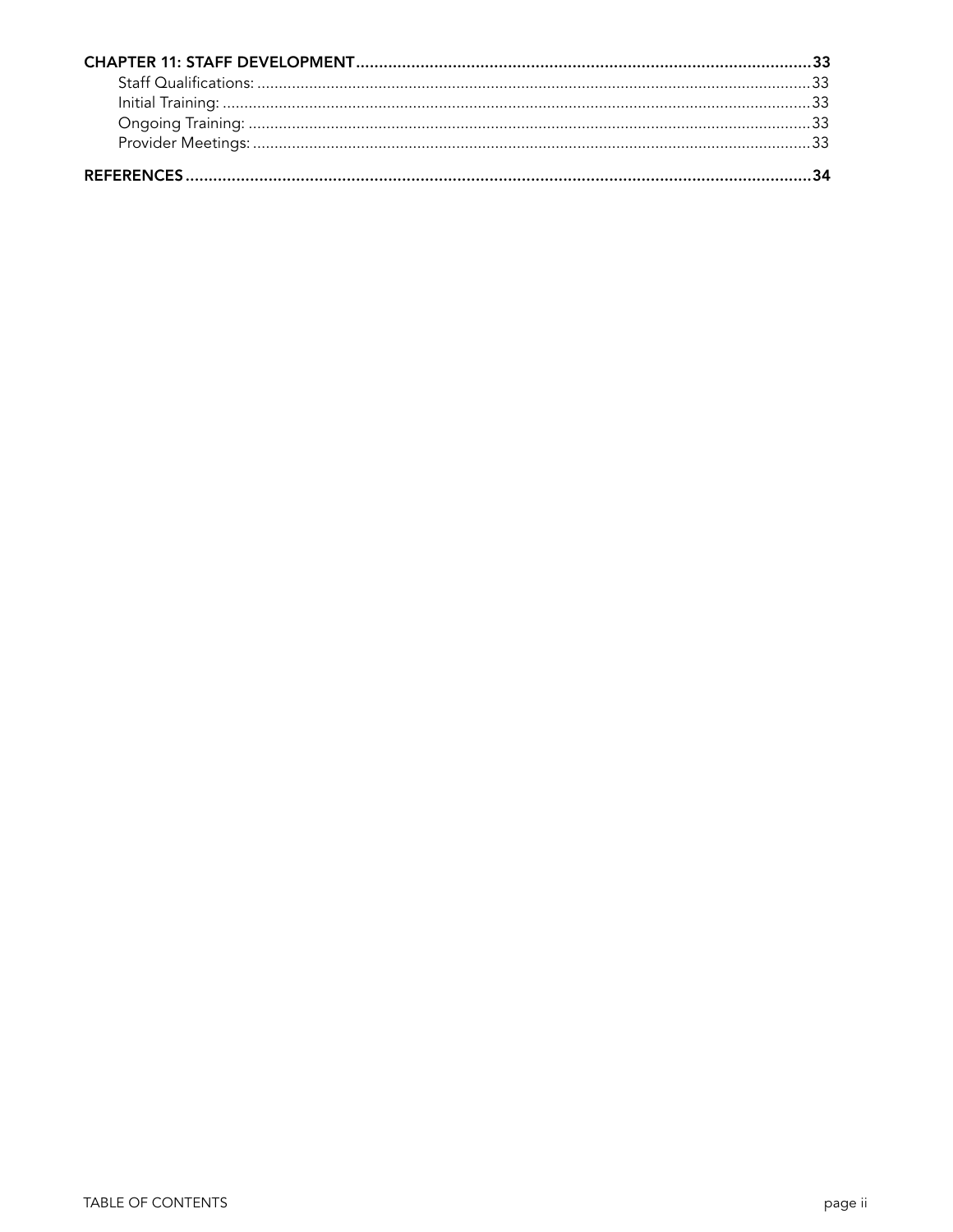**CHAPTER 11: STAFF DEVELOPMENT** .......... **33**

- Staff Qualifications: .......... 33
- Initial Training: .......... 33
- Ongoing Training: .......... 33
- Provider Meetings: .......... 33

**REFERENCES** .......... **34**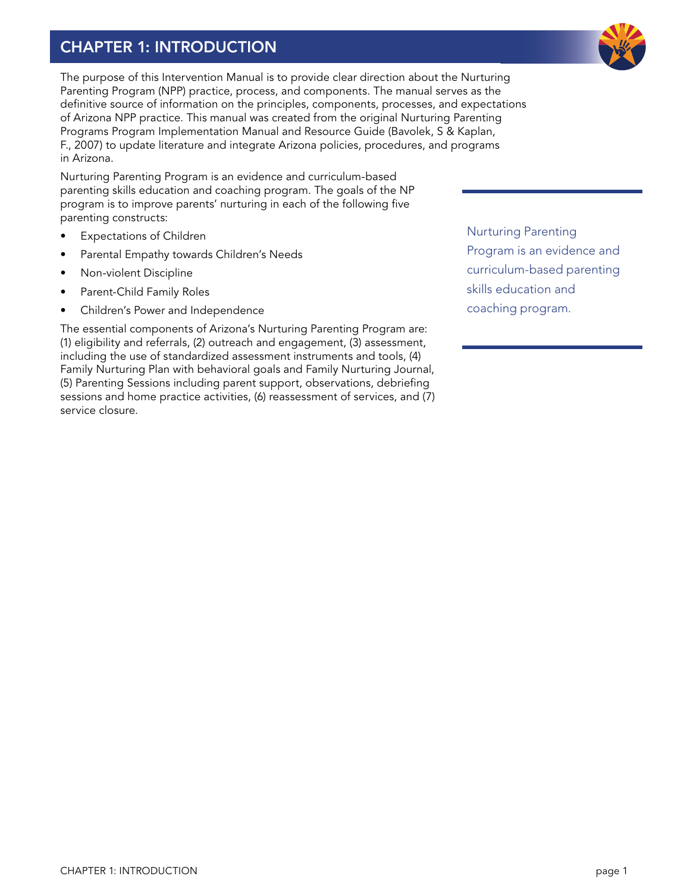# CHAPTER 1: INTRODUCTION

The purpose of this Intervention Manual is to provide clear direction about the Nurturing Parenting Program (NPP) practice, process, and components. The manual serves as the definitive source of information on the principles, components, processes, and expectations of Arizona NPP practice. This manual was created from the original Nurturing Parenting Programs Program Implementation Manual and Resource Guide (Bavolek, S & Kaplan, F., 2007) to update literature and integrate Arizona policies, procedures, and programs in Arizona.

Nurturing Parenting Program is an evidence and curriculum-based parenting skills education and coaching program. The goals of the NP program is to improve parents' nurturing in each of the following five parenting constructs:

- Expectations of Children
- Parental Empathy towards Children's Needs
- Non-violent Discipline
- Parent-Child Family Roles
- Children's Power and Independence

The essential components of Arizona's Nurturing Parenting Program are: (1) eligibility and referrals, (2) outreach and engagement, (3) assessment, including the use of standardized assessment instruments and tools, (4) Family Nurturing Plan with behavioral goals and Family Nurturing Journal, (5) Parenting Sessions including parent support, observations, debriefing sessions and home practice activities, (6) reassessment of services, and (7) service closure.

> Nurturing Parenting Program is an evidence and curriculum-based parenting skills education and coaching program.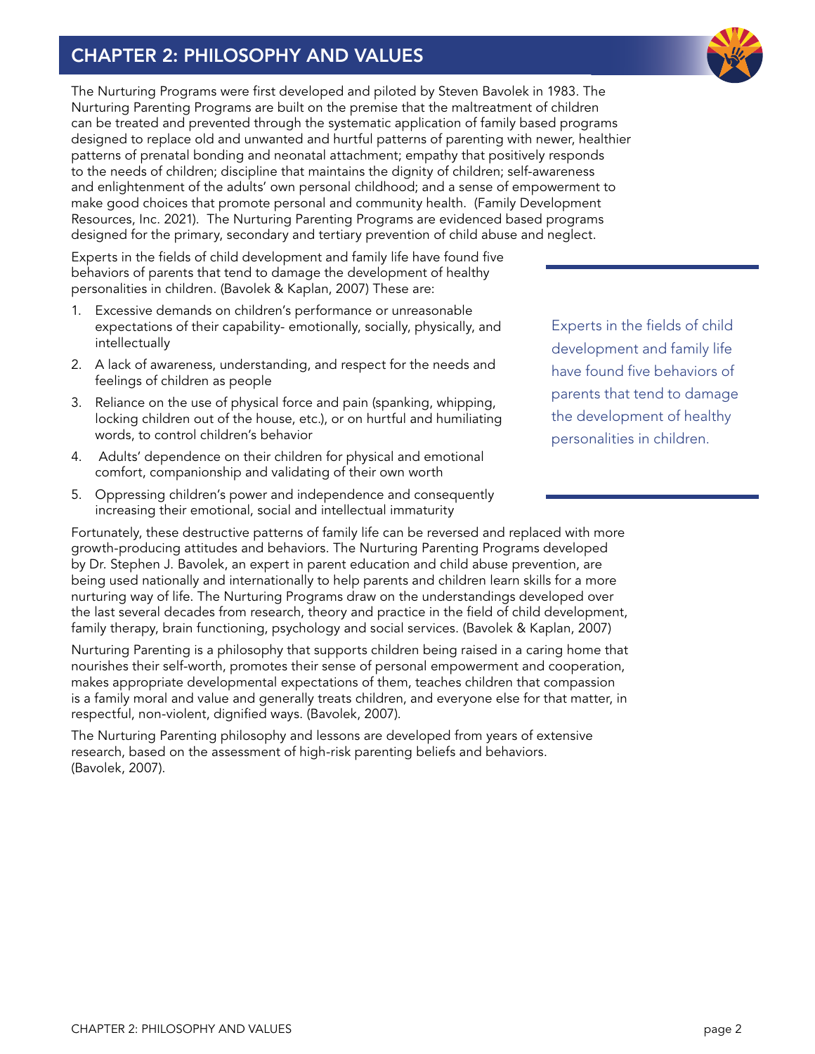# CHAPTER 2: PHILOSOPHY AND VALUES

The Nurturing Programs were first developed and piloted by Steven Bavolek in 1983. The Nurturing Parenting Programs are built on the premise that the maltreatment of children can be treated and prevented through the systematic application of family based programs designed to replace old and unwanted and hurtful patterns of parenting with newer, healthier patterns of prenatal bonding and neonatal attachment; empathy that positively responds to the needs of children; discipline that maintains the dignity of children; self-awareness and enlightenment of the adults' own personal childhood; and a sense of empowerment to make good choices that promote personal and community health. (Family Development Resources, Inc. 2021). The Nurturing Parenting Programs are evidenced based programs designed for the primary, secondary and tertiary prevention of child abuse and neglect.

Experts in the fields of child development and family life have found five behaviors of parents that tend to damage the development of healthy personalities in children. (Bavolek & Kaplan, 2007) These are:

1. Excessive demands on children's performance or unreasonable expectations of their capability- emotionally, socially, physically, and intellectually
2. A lack of awareness, understanding, and respect for the needs and feelings of children as people
3. Reliance on the use of physical force and pain (spanking, whipping, locking children out of the house, etc.), or on hurtful and humiliating words, to control children's behavior
4. Adults' dependence on their children for physical and emotional comfort, companionship and validating of their own worth
5. Oppressing children's power and independence and consequently increasing their emotional, social and intellectual immaturity

> Experts in the fields of child development and family life have found five behaviors of parents that tend to damage the development of healthy personalities in children.

Fortunately, these destructive patterns of family life can be reversed and replaced with more growth-producing attitudes and behaviors. The Nurturing Parenting Programs developed by Dr. Stephen J. Bavolek, an expert in parent education and child abuse prevention, are being used nationally and internationally to help parents and children learn skills for a more nurturing way of life. The Nurturing Programs draw on the understandings developed over the last several decades from research, theory and practice in the field of child development, family therapy, brain functioning, psychology and social services. (Bavolek & Kaplan, 2007)

Nurturing Parenting is a philosophy that supports children being raised in a caring home that nourishes their self-worth, promotes their sense of personal empowerment and cooperation, makes appropriate developmental expectations of them, teaches children that compassion is a family moral and value and generally treats children, and everyone else for that matter, in respectful, non-violent, dignified ways. (Bavolek, 2007).

The Nurturing Parenting philosophy and lessons are developed from years of extensive research, based on the assessment of high-risk parenting beliefs and behaviors. (Bavolek, 2007).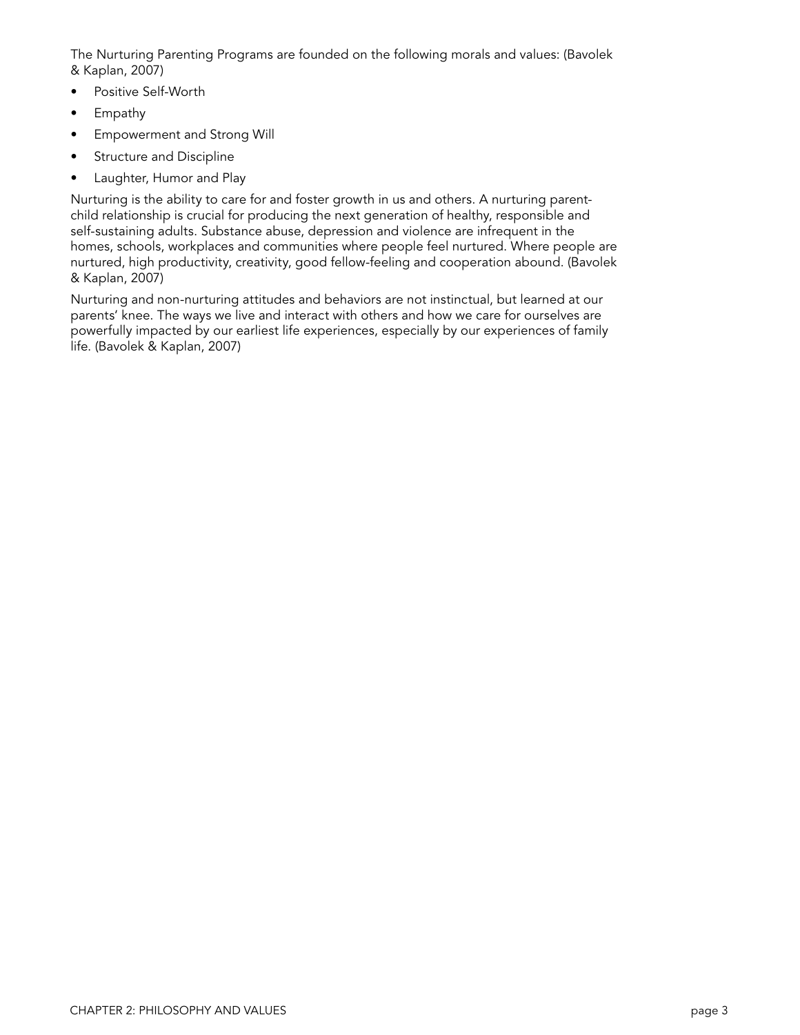The Nurturing Parenting Programs are founded on the following morals and values: (Bavolek & Kaplan, 2007)

- Positive Self-Worth
- Empathy
- Empowerment and Strong Will
- Structure and Discipline
- Laughter, Humor and Play

Nurturing is the ability to care for and foster growth in us and others. A nurturing parent-child relationship is crucial for producing the next generation of healthy, responsible and self-sustaining adults. Substance abuse, depression and violence are infrequent in the homes, schools, workplaces and communities where people feel nurtured. Where people are nurtured, high productivity, creativity, good fellow-feeling and cooperation abound. (Bavolek & Kaplan, 2007)

Nurturing and non-nurturing attitudes and behaviors are not instinctual, but learned at our parents' knee. The ways we live and interact with others and how we care for ourselves are powerfully impacted by our earliest life experiences, especially by our experiences of family life. (Bavolek & Kaplan, 2007)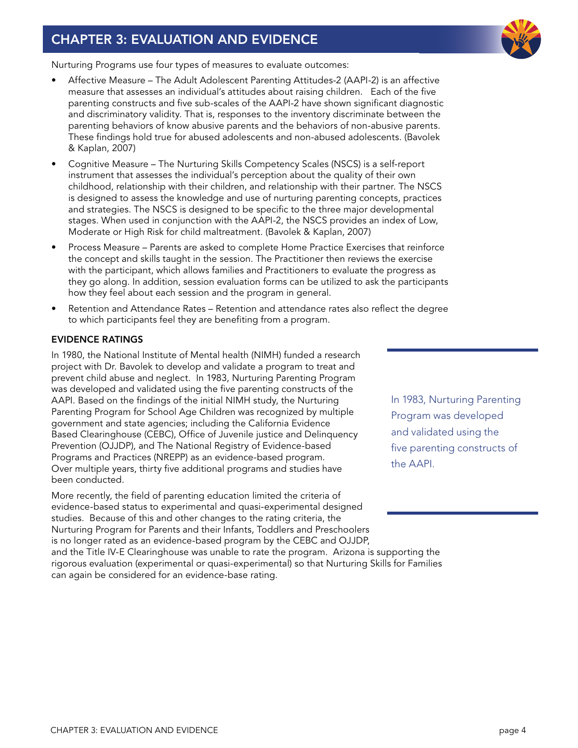Nurturing Programs use four types of measures to evaluate outcomes:

- Affective Measure – The Adult Adolescent Parenting Attitudes-2 (AAPI-2) is an affective measure that assesses an individual's attitudes about raising children. Each of the five parenting constructs and five sub-scales of the AAPI-2 have shown significant diagnostic and discriminatory validity. That is, responses to the inventory discriminate between the parenting behaviors of know abusive parents and the behaviors of non-abusive parents. These findings hold true for abused adolescents and non-abused adolescents. (Bavolek & Kaplan, 2007)
- Cognitive Measure – The Nurturing Skills Competency Scales (NSCS) is a self-report instrument that assesses the individual's perception about the quality of their own childhood, relationship with their children, and relationship with their partner. The NSCS is designed to assess the knowledge and use of nurturing parenting concepts, practices and strategies. The NSCS is designed to be specific to the three major developmental stages. When used in conjunction with the AAPI-2, the NSCS provides an index of Low, Moderate or High Risk for child maltreatment. (Bavolek & Kaplan, 2007)
- Process Measure – Parents are asked to complete Home Practice Exercises that reinforce the concept and skills taught in the session. The Practitioner then reviews the exercise with the participant, which allows families and Practitioners to evaluate the progress as they go along. In addition, session evaluation forms can be utilized to ask the participants how they feel about each session and the program in general.
- Retention and Attendance Rates – Retention and attendance rates also reflect the degree to which participants feel they are benefiting from a program.

### EVIDENCE RATINGS

In 1980, the National Institute of Mental health (NIMH) funded a research project with Dr. Bavolek to develop and validate a program to treat and prevent child abuse and neglect. In 1983, Nurturing Parenting Program was developed and validated using the five parenting constructs of the AAPI. Based on the findings of the initial NIMH study, the Nurturing Parenting Program for School Age Children was recognized by multiple government and state agencies; including the California Evidence Based Clearinghouse (CEBC), Office of Juvenile justice and Delinquency Prevention (OJJDP), and The National Registry of Evidence-based Programs and Practices (NREPP) as an evidence-based program. Over multiple years, thirty five additional programs and studies have been conducted.

> In 1983, Nurturing Parenting Program was developed and validated using the five parenting constructs of the AAPI.

More recently, the field of parenting education limited the criteria of evidence-based status to experimental and quasi-experimental designed studies. Because of this and other changes to the rating criteria, the Nurturing Program for Parents and their Infants, Toddlers and Preschoolers is no longer rated as an evidence-based program by the CEBC and OJJDP, and the Title IV-E Clearinghouse was unable to rate the program. Arizona is supporting the rigorous evaluation (experimental or quasi-experimental) so that Nurturing Skills for Families can again be considered for an evidence-base rating.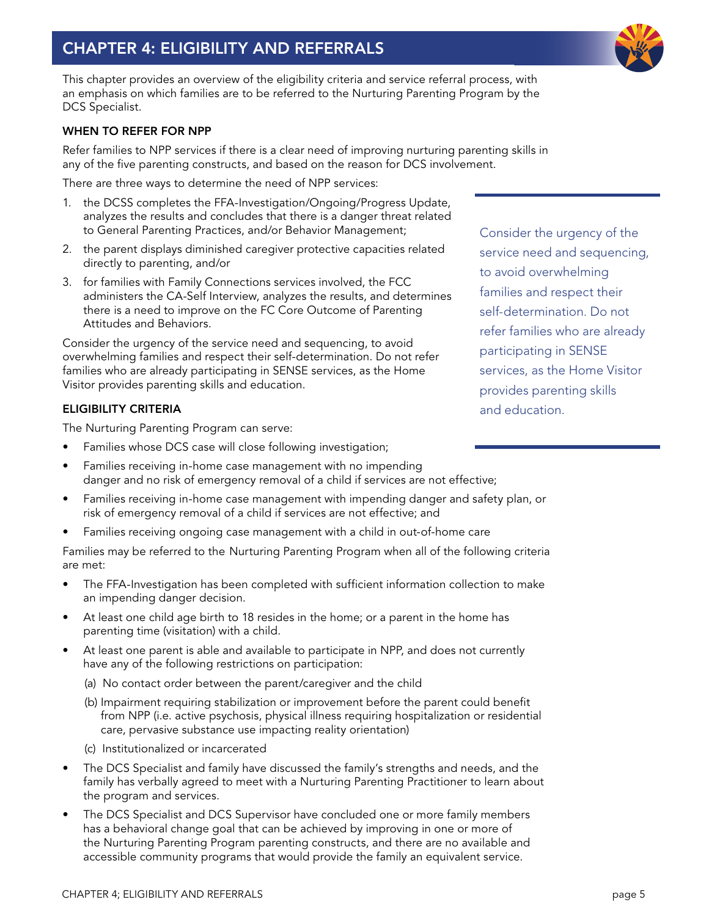# CHAPTER 4: ELIGIBILITY AND REFERRALS

This chapter provides an overview of the eligibility criteria and service referral process, with an emphasis on which families are to be referred to the Nurturing Parenting Program by the DCS Specialist.

## WHEN TO REFER FOR NPP

Refer families to NPP services if there is a clear need of improving nurturing parenting skills in any of the five parenting constructs, and based on the reason for DCS involvement.

There are three ways to determine the need of NPP services:

1. the DCSS completes the FFA-Investigation/Ongoing/Progress Update, analyzes the results and concludes that there is a danger threat related to General Parenting Practices, and/or Behavior Management;
2. the parent displays diminished caregiver protective capacities related directly to parenting, and/or
3. for families with Family Connections services involved, the FCC administers the CA-Self Interview, analyzes the results, and determines there is a need to improve on the FC Core Outcome of Parenting Attitudes and Behaviors.

Consider the urgency of the service need and sequencing, to avoid overwhelming families and respect their self-determination. Do not refer families who are already participating in SENSE services, as the Home Visitor provides parenting skills and education.

> Consider the urgency of the service need and sequencing, to avoid overwhelming families and respect their self-determination. Do not refer families who are already participating in SENSE services, as the Home Visitor provides parenting skills and education.

## ELIGIBILITY CRITERIA

The Nurturing Parenting Program can serve:

- Families whose DCS case will close following investigation;
- Families receiving in-home case management with no impending danger and no risk of emergency removal of a child if services are not effective;
- Families receiving in-home case management with impending danger and safety plan, or risk of emergency removal of a child if services are not effective; and
- Families receiving ongoing case management with a child in out-of-home care

Families may be referred to the Nurturing Parenting Program when all of the following criteria are met:

- The FFA-Investigation has been completed with sufficient information collection to make an impending danger decision.
- At least one child age birth to 18 resides in the home; or a parent in the home has parenting time (visitation) with a child.
- At least one parent is able and available to participate in NPP, and does not currently have any of the following restrictions on participation:
  - (a) No contact order between the parent/caregiver and the child
  - (b) Impairment requiring stabilization or improvement before the parent could benefit from NPP (i.e. active psychosis, physical illness requiring hospitalization or residential care, pervasive substance use impacting reality orientation)
  - (c) Institutionalized or incarcerated
- The DCS Specialist and family have discussed the family's strengths and needs, and the family has verbally agreed to meet with a Nurturing Parenting Practitioner to learn about the program and services.
- The DCS Specialist and DCS Supervisor have concluded one or more family members has a behavioral change goal that can be achieved by improving in one or more of the Nurturing Parenting Program parenting constructs, and there are no available and accessible community programs that would provide the family an equivalent service.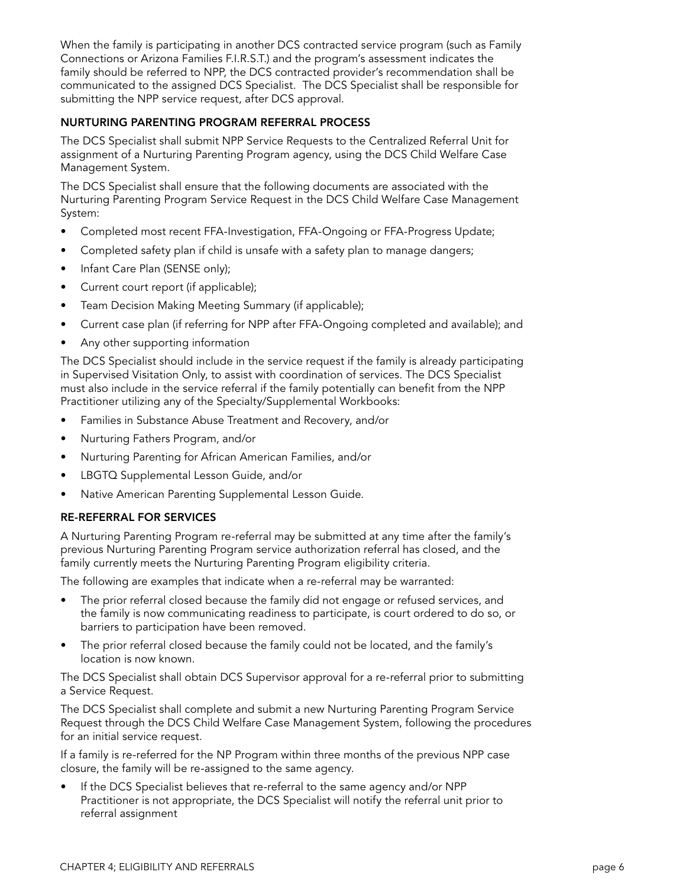When the family is participating in another DCS contracted service program (such as Family Connections or Arizona Families F.I.R.S.T.) and the program's assessment indicates the family should be referred to NPP, the DCS contracted provider's recommendation shall be communicated to the assigned DCS Specialist. The DCS Specialist shall be responsible for submitting the NPP service request, after DCS approval.

### NURTURING PARENTING PROGRAM REFERRAL PROCESS

The DCS Specialist shall submit NPP Service Requests to the Centralized Referral Unit for assignment of a Nurturing Parenting Program agency, using the DCS Child Welfare Case Management System.

The DCS Specialist shall ensure that the following documents are associated with the Nurturing Parenting Program Service Request in the DCS Child Welfare Case Management System:

- Completed most recent FFA-Investigation, FFA-Ongoing or FFA-Progress Update;
- Completed safety plan if child is unsafe with a safety plan to manage dangers;
- Infant Care Plan (SENSE only);
- Current court report (if applicable);
- Team Decision Making Meeting Summary (if applicable);
- Current case plan (if referring for NPP after FFA-Ongoing completed and available); and
- Any other supporting information

The DCS Specialist should include in the service request if the family is already participating in Supervised Visitation Only, to assist with coordination of services. The DCS Specialist must also include in the service referral if the family potentially can benefit from the NPP Practitioner utilizing any of the Specialty/Supplemental Workbooks:

- Families in Substance Abuse Treatment and Recovery, and/or
- Nurturing Fathers Program, and/or
- Nurturing Parenting for African American Families, and/or
- LBGTQ Supplemental Lesson Guide, and/or
- Native American Parenting Supplemental Lesson Guide.

### RE-REFERRAL FOR SERVICES

A Nurturing Parenting Program re-referral may be submitted at any time after the family's previous Nurturing Parenting Program service authorization referral has closed, and the family currently meets the Nurturing Parenting Program eligibility criteria.

The following are examples that indicate when a re-referral may be warranted:

- The prior referral closed because the family did not engage or refused services, and the family is now communicating readiness to participate, is court ordered to do so, or barriers to participation have been removed.
- The prior referral closed because the family could not be located, and the family's location is now known.

The DCS Specialist shall obtain DCS Supervisor approval for a re-referral prior to submitting a Service Request.

The DCS Specialist shall complete and submit a new Nurturing Parenting Program Service Request through the DCS Child Welfare Case Management System, following the procedures for an initial service request.

If a family is re-referred for the NP Program within three months of the previous NPP case closure, the family will be re-assigned to the same agency.

- If the DCS Specialist believes that re-referral to the same agency and/or NPP Practitioner is not appropriate, the DCS Specialist will notify the referral unit prior to referral assignment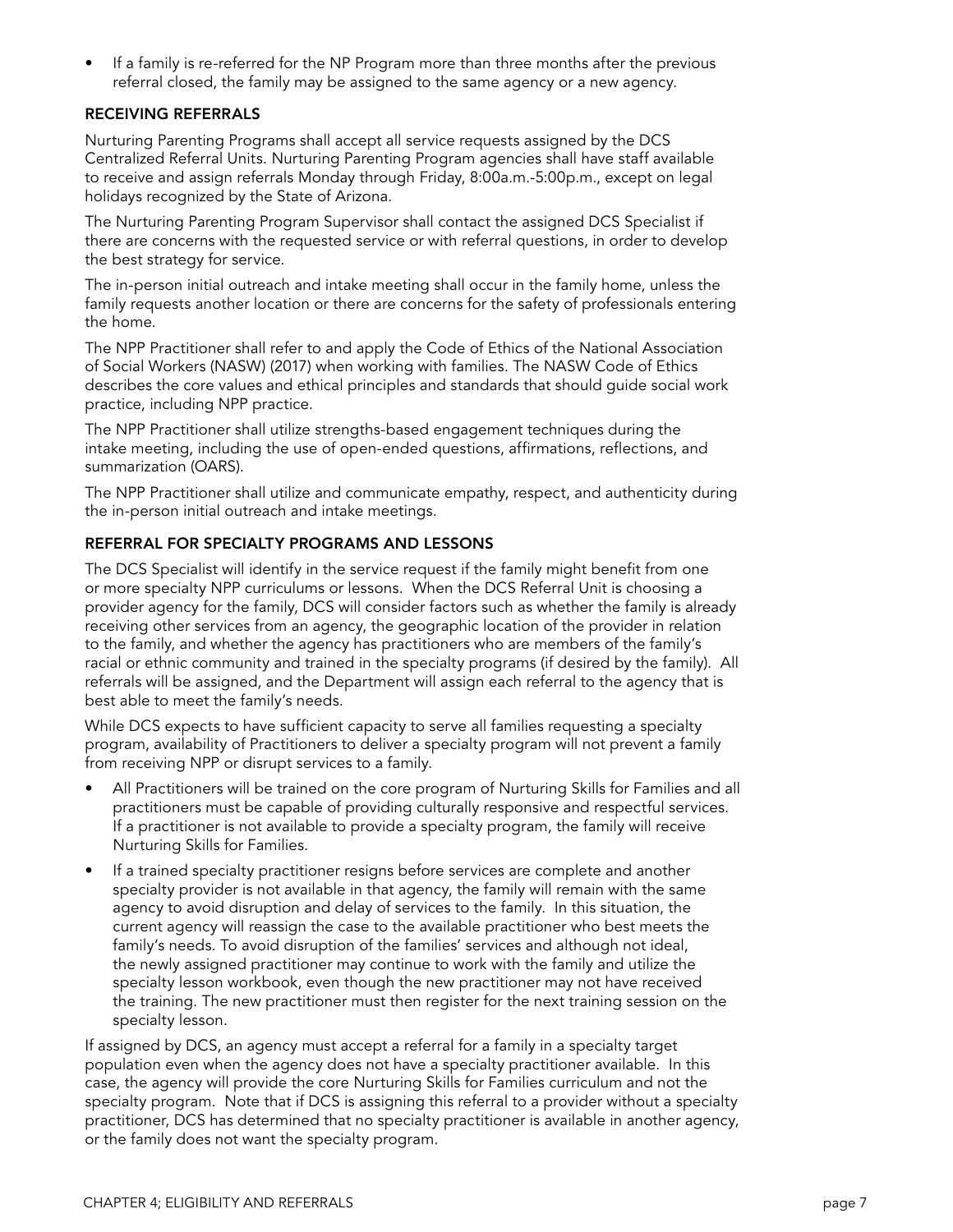- If a family is re-referred for the NP Program more than three months after the previous referral closed, the family may be assigned to the same agency or a new agency.

### RECEIVING REFERRALS

Nurturing Parenting Programs shall accept all service requests assigned by the DCS Centralized Referral Units. Nurturing Parenting Program agencies shall have staff available to receive and assign referrals Monday through Friday, 8:00a.m.-5:00p.m., except on legal holidays recognized by the State of Arizona.

The Nurturing Parenting Program Supervisor shall contact the assigned DCS Specialist if there are concerns with the requested service or with referral questions, in order to develop the best strategy for service.

The in-person initial outreach and intake meeting shall occur in the family home, unless the family requests another location or there are concerns for the safety of professionals entering the home.

The NPP Practitioner shall refer to and apply the Code of Ethics of the National Association of Social Workers (NASW) (2017) when working with families. The NASW Code of Ethics describes the core values and ethical principles and standards that should guide social work practice, including NPP practice.

The NPP Practitioner shall utilize strengths-based engagement techniques during the intake meeting, including the use of open-ended questions, affirmations, reflections, and summarization (OARS).

The NPP Practitioner shall utilize and communicate empathy, respect, and authenticity during the in-person initial outreach and intake meetings.

### REFERRAL FOR SPECIALTY PROGRAMS AND LESSONS

The DCS Specialist will identify in the service request if the family might benefit from one or more specialty NPP curriculums or lessons. When the DCS Referral Unit is choosing a provider agency for the family, DCS will consider factors such as whether the family is already receiving other services from an agency, the geographic location of the provider in relation to the family, and whether the agency has practitioners who are members of the family's racial or ethnic community and trained in the specialty programs (if desired by the family). All referrals will be assigned, and the Department will assign each referral to the agency that is best able to meet the family's needs.

While DCS expects to have sufficient capacity to serve all families requesting a specialty program, availability of Practitioners to deliver a specialty program will not prevent a family from receiving NPP or disrupt services to a family.

- All Practitioners will be trained on the core program of Nurturing Skills for Families and all practitioners must be capable of providing culturally responsive and respectful services. If a practitioner is not available to provide a specialty program, the family will receive Nurturing Skills for Families.
- If a trained specialty practitioner resigns before services are complete and another specialty provider is not available in that agency, the family will remain with the same agency to avoid disruption and delay of services to the family. In this situation, the current agency will reassign the case to the available practitioner who best meets the family's needs. To avoid disruption of the families' services and although not ideal, the newly assigned practitioner may continue to work with the family and utilize the specialty lesson workbook, even though the new practitioner may not have received the training. The new practitioner must then register for the next training session on the specialty lesson.

If assigned by DCS, an agency must accept a referral for a family in a specialty target population even when the agency does not have a specialty practitioner available. In this case, the agency will provide the core Nurturing Skills for Families curriculum and not the specialty program. Note that if DCS is assigning this referral to a provider without a specialty practitioner, DCS has determined that no specialty practitioner is available in another agency, or the family does not want the specialty program.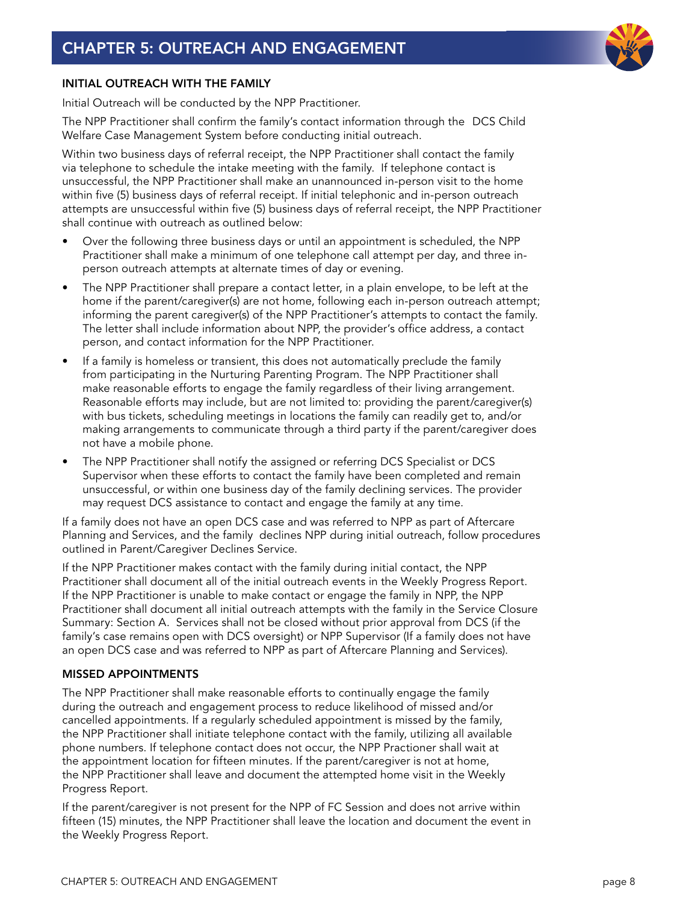# CHAPTER 5: OUTREACH AND ENGAGEMENT

### INITIAL OUTREACH WITH THE FAMILY

Initial Outreach will be conducted by the NPP Practitioner.

The NPP Practitioner shall confirm the family's contact information through the DCS Child Welfare Case Management System before conducting initial outreach.

Within two business days of referral receipt, the NPP Practitioner shall contact the family via telephone to schedule the intake meeting with the family. If telephone contact is unsuccessful, the NPP Practitioner shall make an unannounced in-person visit to the home within five (5) business days of referral receipt. If initial telephonic and in-person outreach attempts are unsuccessful within five (5) business days of referral receipt, the NPP Practitioner shall continue with outreach as outlined below:

- Over the following three business days or until an appointment is scheduled, the NPP Practitioner shall make a minimum of one telephone call attempt per day, and three in-person outreach attempts at alternate times of day or evening.
- The NPP Practitioner shall prepare a contact letter, in a plain envelope, to be left at the home if the parent/caregiver(s) are not home, following each in-person outreach attempt; informing the parent caregiver(s) of the NPP Practitioner's attempts to contact the family. The letter shall include information about NPP, the provider's office address, a contact person, and contact information for the NPP Practitioner.
- If a family is homeless or transient, this does not automatically preclude the family from participating in the Nurturing Parenting Program. The NPP Practitioner shall make reasonable efforts to engage the family regardless of their living arrangement. Reasonable efforts may include, but are not limited to: providing the parent/caregiver(s) with bus tickets, scheduling meetings in locations the family can readily get to, and/or making arrangements to communicate through a third party if the parent/caregiver does not have a mobile phone.
- The NPP Practitioner shall notify the assigned or referring DCS Specialist or DCS Supervisor when these efforts to contact the family have been completed and remain unsuccessful, or within one business day of the family declining services. The provider may request DCS assistance to contact and engage the family at any time.

If a family does not have an open DCS case and was referred to NPP as part of Aftercare Planning and Services, and the family declines NPP during initial outreach, follow procedures outlined in Parent/Caregiver Declines Service.

If the NPP Practitioner makes contact with the family during initial contact, the NPP Practitioner shall document all of the initial outreach events in the Weekly Progress Report. If the NPP Practitioner is unable to make contact or engage the family in NPP, the NPP Practitioner shall document all initial outreach attempts with the family in the Service Closure Summary: Section A. Services shall not be closed without prior approval from DCS (if the family's case remains open with DCS oversight) or NPP Supervisor (If a family does not have an open DCS case and was referred to NPP as part of Aftercare Planning and Services).

### MISSED APPOINTMENTS

The NPP Practitioner shall make reasonable efforts to continually engage the family during the outreach and engagement process to reduce likelihood of missed and/or cancelled appointments. If a regularly scheduled appointment is missed by the family, the NPP Practitioner shall initiate telephone contact with the family, utilizing all available phone numbers. If telephone contact does not occur, the NPP Practioner shall wait at the appointment location for fifteen minutes. If the parent/caregiver is not at home, the NPP Practitioner shall leave and document the attempted home visit in the Weekly Progress Report.

If the parent/caregiver is not present for the NPP of FC Session and does not arrive within fifteen (15) minutes, the NPP Practitioner shall leave the location and document the event in the Weekly Progress Report.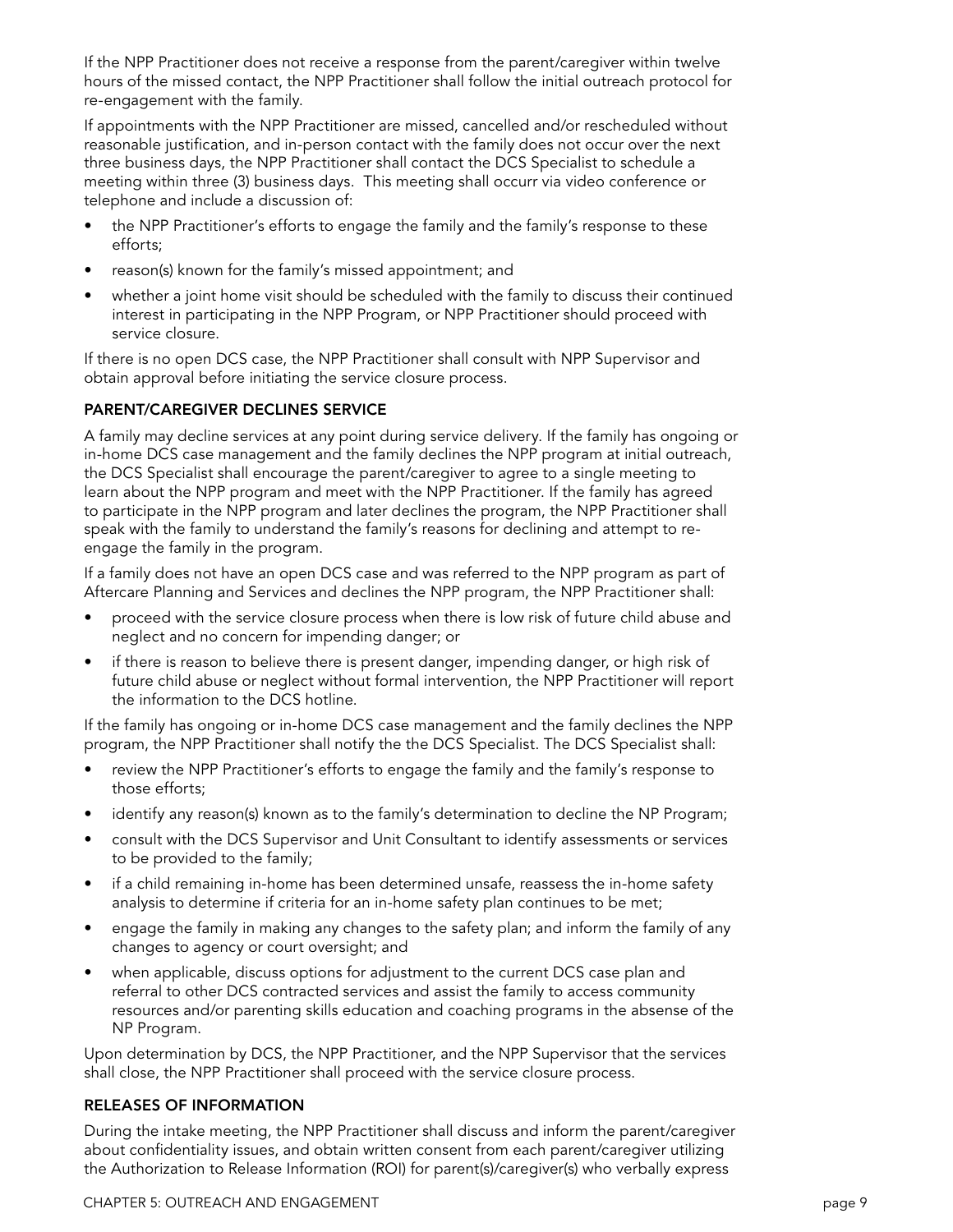If the NPP Practitioner does not receive a response from the parent/caregiver within twelve hours of the missed contact, the NPP Practitioner shall follow the initial outreach protocol for re-engagement with the family.

If appointments with the NPP Practitioner are missed, cancelled and/or rescheduled without reasonable justification, and in-person contact with the family does not occur over the next three business days, the NPP Practitioner shall contact the DCS Specialist to schedule a meeting within three (3) business days. This meeting shall occurr via video conference or telephone and include a discussion of:

- the NPP Practitioner's efforts to engage the family and the family's response to these efforts;
- reason(s) known for the family's missed appointment; and
- whether a joint home visit should be scheduled with the family to discuss their continued interest in participating in the NPP Program, or NPP Practitioner should proceed with service closure.

If there is no open DCS case, the NPP Practitioner shall consult with NPP Supervisor and obtain approval before initiating the service closure process.

### PARENT/CAREGIVER DECLINES SERVICE

A family may decline services at any point during service delivery. If the family has ongoing or in-home DCS case management and the family declines the NPP program at initial outreach, the DCS Specialist shall encourage the parent/caregiver to agree to a single meeting to learn about the NPP program and meet with the NPP Practitioner. If the family has agreed to participate in the NPP program and later declines the program, the NPP Practitioner shall speak with the family to understand the family's reasons for declining and attempt to re-engage the family in the program.

If a family does not have an open DCS case and was referred to the NPP program as part of Aftercare Planning and Services and declines the NPP program, the NPP Practitioner shall:

- proceed with the service closure process when there is low risk of future child abuse and neglect and no concern for impending danger; or
- if there is reason to believe there is present danger, impending danger, or high risk of future child abuse or neglect without formal intervention, the NPP Practitioner will report the information to the DCS hotline.

If the family has ongoing or in-home DCS case management and the family declines the NPP program, the NPP Practitioner shall notify the the DCS Specialist. The DCS Specialist shall:

- review the NPP Practitioner's efforts to engage the family and the family's response to those efforts;
- identify any reason(s) known as to the family's determination to decline the NP Program;
- consult with the DCS Supervisor and Unit Consultant to identify assessments or services to be provided to the family;
- if a child remaining in-home has been determined unsafe, reassess the in-home safety analysis to determine if criteria for an in-home safety plan continues to be met;
- engage the family in making any changes to the safety plan; and inform the family of any changes to agency or court oversight; and
- when applicable, discuss options for adjustment to the current DCS case plan and referral to other DCS contracted services and assist the family to access community resources and/or parenting skills education and coaching programs in the absense of the NP Program.

Upon determination by DCS, the NPP Practitioner, and the NPP Supervisor that the services shall close, the NPP Practitioner shall proceed with the service closure process.

### RELEASES OF INFORMATION

During the intake meeting, the NPP Practitioner shall discuss and inform the parent/caregiver about confidentiality issues, and obtain written consent from each parent/caregiver utilizing the Authorization to Release Information (ROI) for parent(s)/caregiver(s) who verbally express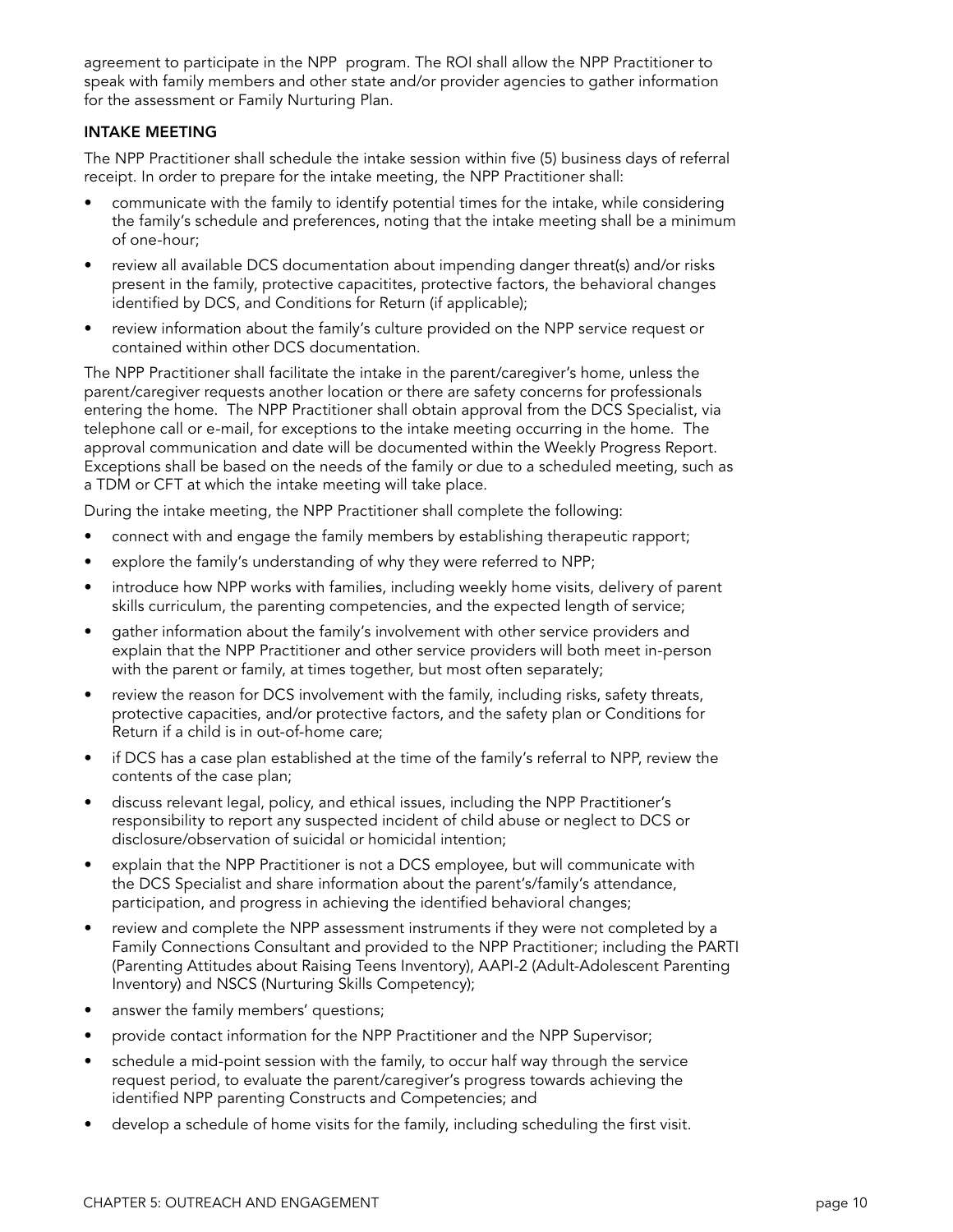agreement to participate in the NPP  program. The ROI shall allow the NPP Practitioner to speak with family members and other state and/or provider agencies to gather information for the assessment or Family Nurturing Plan.

### INTAKE MEETING

The NPP Practitioner shall schedule the intake session within five (5) business days of referral receipt. In order to prepare for the intake meeting, the NPP Practitioner shall:

- communicate with the family to identify potential times for the intake, while considering the family's schedule and preferences, noting that the intake meeting shall be a minimum of one-hour;
- review all available DCS documentation about impending danger threat(s) and/or risks present in the family, protective capacitites, protective factors, the behavioral changes identified by DCS, and Conditions for Return (if applicable);
- review information about the family's culture provided on the NPP service request or contained within other DCS documentation.

The NPP Practitioner shall facilitate the intake in the parent/caregiver's home, unless the parent/caregiver requests another location or there are safety concerns for professionals entering the home.  The NPP Practitioner shall obtain approval from the DCS Specialist, via telephone call or e-mail, for exceptions to the intake meeting occurring in the home.  The approval communication and date will be documented within the Weekly Progress Report. Exceptions shall be based on the needs of the family or due to a scheduled meeting, such as a TDM or CFT at which the intake meeting will take place.

During the intake meeting, the NPP Practitioner shall complete the following:

- connect with and engage the family members by establishing therapeutic rapport;
- explore the family's understanding of why they were referred to NPP;
- introduce how NPP works with families, including weekly home visits, delivery of parent skills curriculum, the parenting competencies, and the expected length of service;
- gather information about the family's involvement with other service providers and explain that the NPP Practitioner and other service providers will both meet in-person with the parent or family, at times together, but most often separately;
- review the reason for DCS involvement with the family, including risks, safety threats, protective capacities, and/or protective factors, and the safety plan or Conditions for Return if a child is in out-of-home care;
- if DCS has a case plan established at the time of the family's referral to NPP, review the contents of the case plan;
- discuss relevant legal, policy, and ethical issues, including the NPP Practitioner's responsibility to report any suspected incident of child abuse or neglect to DCS or disclosure/observation of suicidal or homicidal intention;
- explain that the NPP Practitioner is not a DCS employee, but will communicate with the DCS Specialist and share information about the parent's/family's attendance, participation, and progress in achieving the identified behavioral changes;
- review and complete the NPP assessment instruments if they were not completed by a Family Connections Consultant and provided to the NPP Practitioner; including the PARTI (Parenting Attitudes about Raising Teens Inventory), AAPI-2 (Adult-Adolescent Parenting Inventory) and NSCS (Nurturing Skills Competency);
- answer the family members' questions;
- provide contact information for the NPP Practitioner and the NPP Supervisor;
- schedule a mid-point session with the family, to occur half way through the service request period, to evaluate the parent/caregiver's progress towards achieving the identified NPP parenting Constructs and Competencies; and
- develop a schedule of home visits for the family, including scheduling the first visit.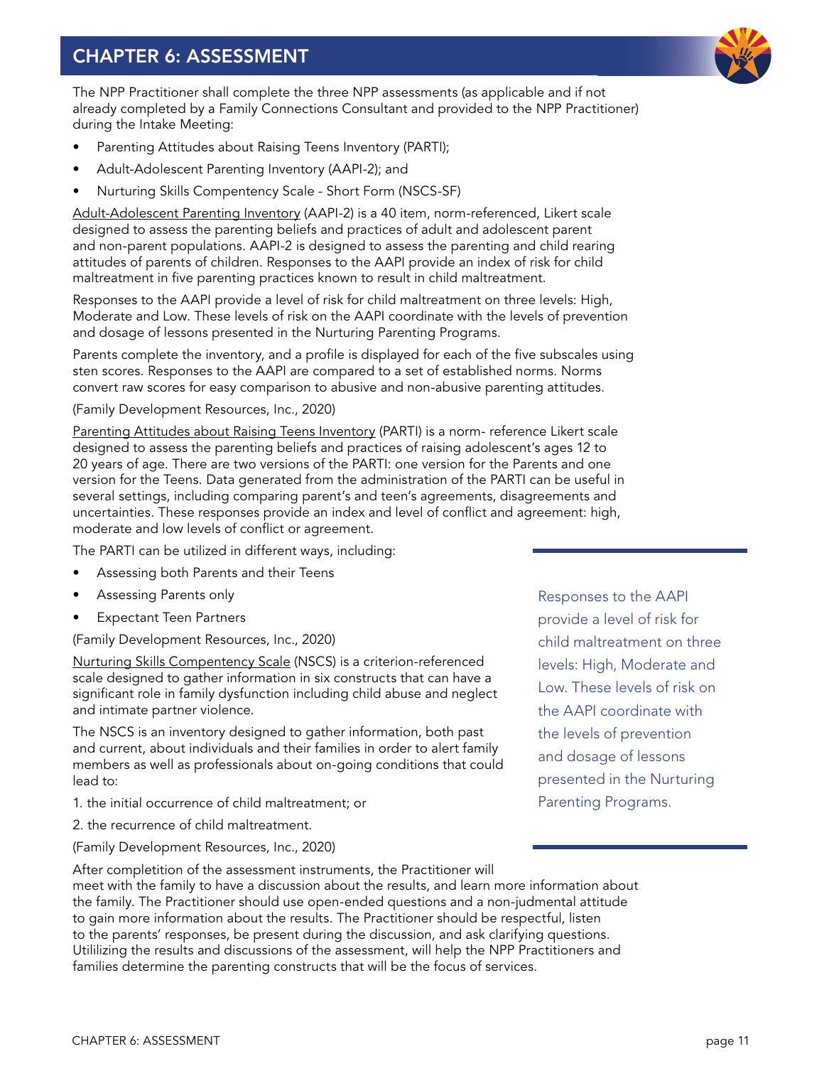# CHAPTER 6: ASSESSMENT

The NPP Practitioner shall complete the three NPP assessments (as applicable and if not already completed by a Family Connections Consultant and provided to the NPP Practitioner) during the Intake Meeting:

- Parenting Attitudes about Raising Teens Inventory (PARTI);
- Adult-Adolescent Parenting Inventory (AAPI-2); and
- Nurturing Skills Competency Scale - Short Form (NSCS-SF)

Adult-Adolescent Parenting Inventory (AAPI-2) is a 40 item, norm-referenced, Likert scale designed to assess the parenting beliefs and practices of adult and adolescent parent and non-parent populations. AAPI-2 is designed to assess the parenting and child rearing attitudes of parents of children. Responses to the AAPI provide an index of risk for child maltreatment in five parenting practices known to result in child maltreatment.

Responses to the AAPI provide a level of risk for child maltreatment on three levels: High, Moderate and Low. These levels of risk on the AAPI coordinate with the levels of prevention and dosage of lessons presented in the Nurturing Parenting Programs.

Parents complete the inventory, and a profile is displayed for each of the five subscales using sten scores. Responses to the AAPI are compared to a set of established norms. Norms convert raw scores for easy comparison to abusive and non-abusive parenting attitudes.

(Family Development Resources, Inc., 2020)

Parenting Attitudes about Raising Teens Inventory (PARTI) is a norm- reference Likert scale designed to assess the parenting beliefs and practices of raising adolescent's ages 12 to 20 years of age. There are two versions of the PARTI: one version for the Parents and one version for the Teens. Data generated from the administration of the PARTI can be useful in several settings, including comparing parent's and teen's agreements, disagreements and uncertainties. These responses provide an index and level of conflict and agreement: high, moderate and low levels of conflict or agreement.

The PARTI can be utilized in different ways, including:

- Assessing both Parents and their Teens
- Assessing Parents only
- Expectant Teen Partners

(Family Development Resources, Inc., 2020)

Nurturing Skills Compentency Scale (NSCS) is a criterion-referenced scale designed to gather information in six constructs that can have a significant role in family dysfunction including child abuse and neglect and intimate partner violence.

The NSCS is an inventory designed to gather information, both past and current, about individuals and their families in order to alert family members as well as professionals about on-going conditions that could lead to:

1. the initial occurrence of child maltreatment; or
2. the recurrence of child maltreatment.

(Family Development Resources, Inc., 2020)

> Responses to the AAPI provide a level of risk for child maltreatment on three levels: High, Moderate and Low. These levels of risk on the AAPI coordinate with the levels of prevention and dosage of lessons presented in the Nurturing Parenting Programs.

After completition of the assessment instruments, the Practitioner will meet with the family to have a discussion about the results, and learn more information about the family. The Practitioner should use open-ended questions and a non-judmental attitude to gain more information about the results. The Practitioner should be respectful, listen to the parents' responses, be present during the discussion, and ask clarifying questions. Utililizing the results and discussions of the assessment, will help the NPP Practitioners and families determine the parenting constructs that will be the focus of services.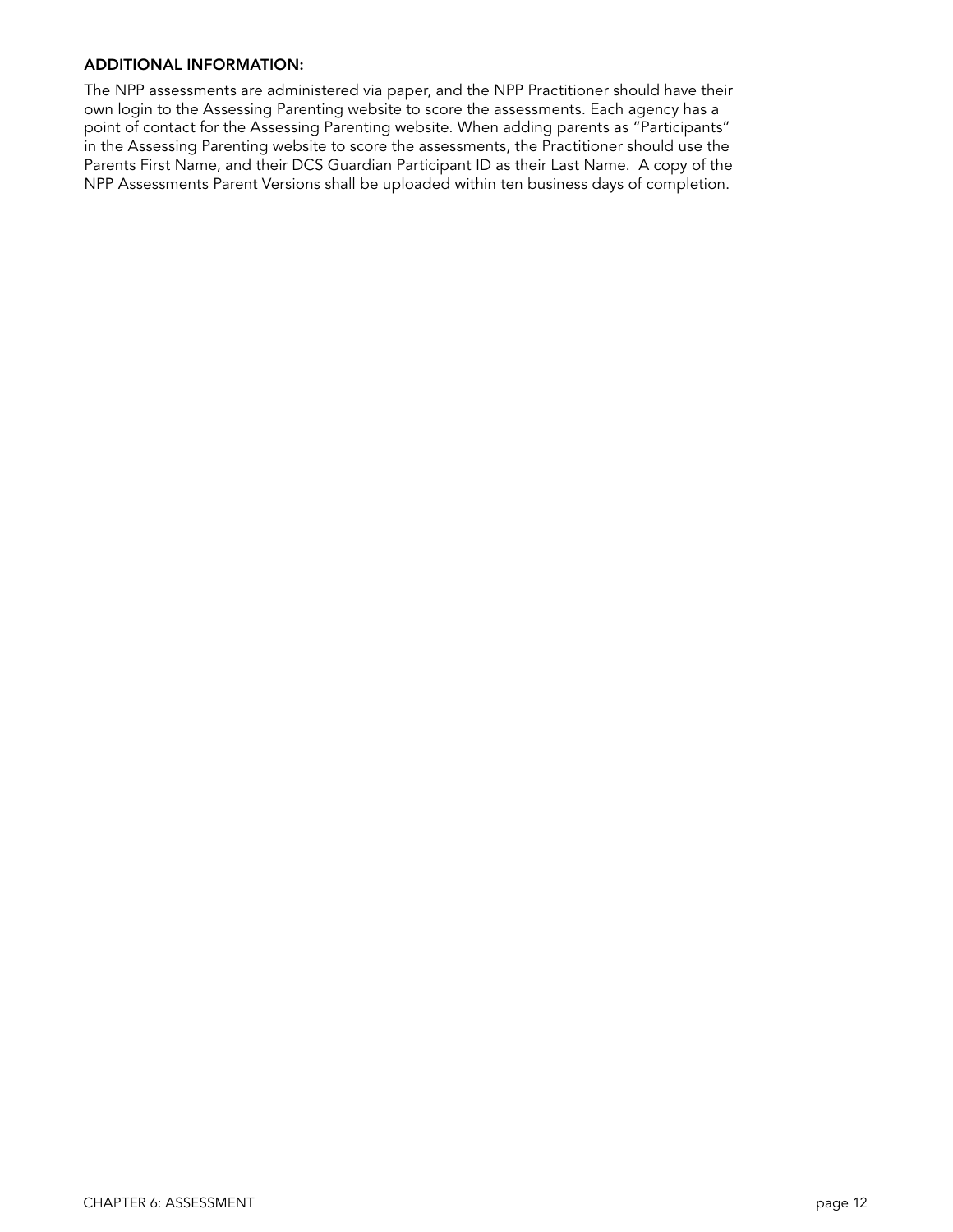**ADDITIONAL INFORMATION:**

The NPP assessments are administered via paper, and the NPP Practitioner should have their own login to the Assessing Parenting website to score the assessments. Each agency has a point of contact for the Assessing Parenting website. When adding parents as "Participants" in the Assessing Parenting website to score the assessments, the Practitioner should use the Parents First Name, and their DCS Guardian Participant ID as their Last Name. A copy of the NPP Assessments Parent Versions shall be uploaded within ten business days of completion.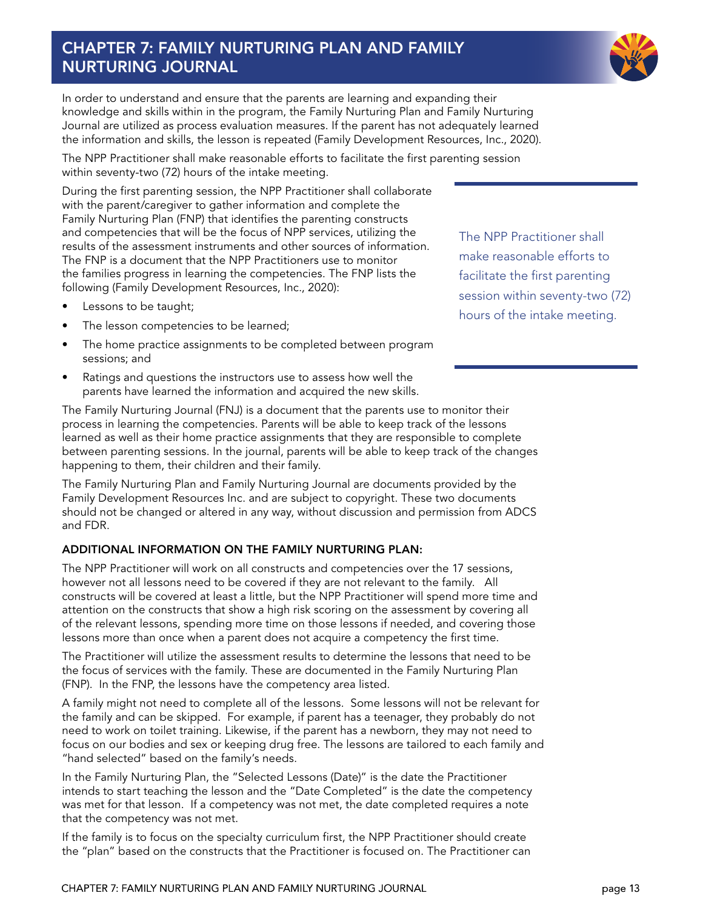# CHAPTER 7: FAMILY NURTURING PLAN AND FAMILY NURTURING JOURNAL

In order to understand and ensure that the parents are learning and expanding their knowledge and skills within in the program, the Family Nurturing Plan and Family Nurturing Journal are utilized as process evaluation measures. If the parent has not adequately learned the information and skills, the lesson is repeated (Family Development Resources, Inc., 2020).

The NPP Practitioner shall make reasonable efforts to facilitate the first parenting session within seventy-two (72) hours of the intake meeting.

During the first parenting session, the NPP Practitioner shall collaborate with the parent/caregiver to gather information and complete the Family Nurturing Plan (FNP) that identifies the parenting constructs and competencies that will be the focus of NPP services, utilizing the results of the assessment instruments and other sources of information. The FNP is a document that the NPP Practitioners use to monitor the families progress in learning the competencies. The FNP lists the following (Family Development Resources, Inc., 2020):

- Lessons to be taught;
- The lesson competencies to be learned;
- The home practice assignments to be completed between program sessions; and
- Ratings and questions the instructors use to assess how well the parents have learned the information and acquired the new skills.

> The NPP Practitioner shall make reasonable efforts to facilitate the first parenting session within seventy-two (72) hours of the intake meeting.

The Family Nurturing Journal (FNJ) is a document that the parents use to monitor their process in learning the competencies. Parents will be able to keep track of the lessons learned as well as their home practice assignments that they are responsible to complete between parenting sessions. In the journal, parents will be able to keep track of the changes happening to them, their children and their family.

The Family Nurturing Plan and Family Nurturing Journal are documents provided by the Family Development Resources Inc. and are subject to copyright. These two documents should not be changed or altered in any way, without discussion and permission from ADCS and FDR.

### ADDITIONAL INFORMATION ON THE FAMILY NURTURING PLAN:

The NPP Practitioner will work on all constructs and competencies over the 17 sessions, however not all lessons need to be covered if they are not relevant to the family. All constructs will be covered at least a little, but the NPP Practitioner will spend more time and attention on the constructs that show a high risk scoring on the assessment by covering all of the relevant lessons, spending more time on those lessons if needed, and covering those lessons more than once when a parent does not acquire a competency the first time.

The Practitioner will utilize the assessment results to determine the lessons that need to be the focus of services with the family. These are documented in the Family Nurturing Plan (FNP). In the FNP, the lessons have the competency area listed.

A family might not need to complete all of the lessons. Some lessons will not be relevant for the family and can be skipped. For example, if parent has a teenager, they probably do not need to work on toilet training. Likewise, if the parent has a newborn, they may not need to focus on our bodies and sex or keeping drug free. The lessons are tailored to each family and "hand selected" based on the family's needs.

In the Family Nurturing Plan, the "Selected Lessons (Date)" is the date the Practitioner intends to start teaching the lesson and the "Date Completed" is the date the competency was met for that lesson. If a competency was not met, the date completed requires a note that the competency was not met.

If the family is to focus on the specialty curriculum first, the NPP Practitioner should create the "plan" based on the constructs that the Practitioner is focused on. The Practitioner can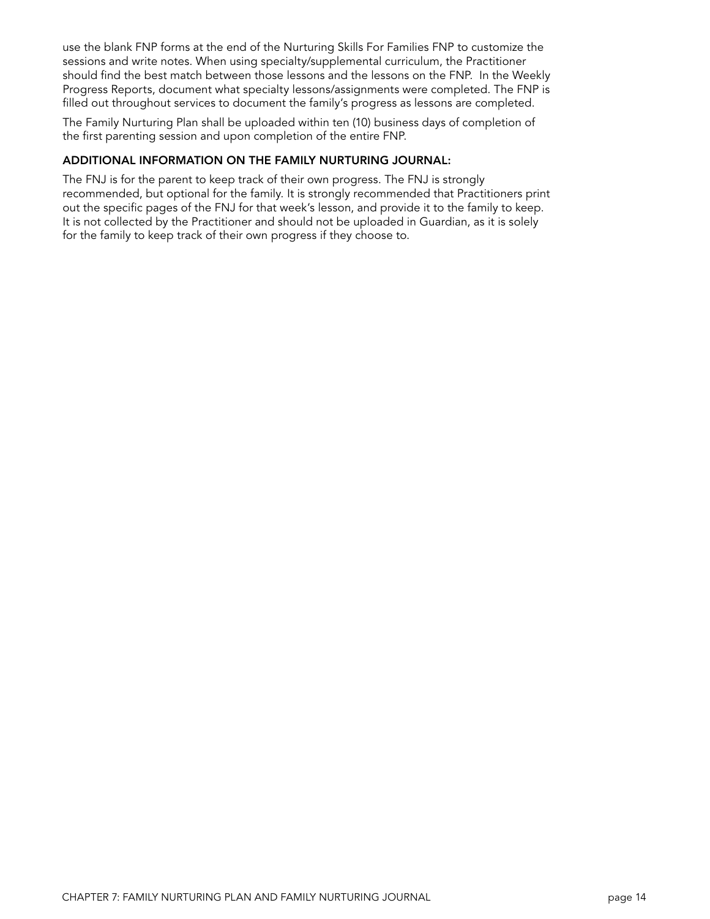use the blank FNP forms at the end of the Nurturing Skills For Families FNP to customize the sessions and write notes. When using specialty/supplemental curriculum, the Practitioner should find the best match between those lessons and the lessons on the FNP. In the Weekly Progress Reports, document what specialty lessons/assignments were completed. The FNP is filled out throughout services to document the family's progress as lessons are completed.

The Family Nurturing Plan shall be uploaded within ten (10) business days of completion of the first parenting session and upon completion of the entire FNP.

### ADDITIONAL INFORMATION ON THE FAMILY NURTURING JOURNAL:

The FNJ is for the parent to keep track of their own progress. The FNJ is strongly recommended, but optional for the family. It is strongly recommended that Practitioners print out the specific pages of the FNJ for that week's lesson, and provide it to the family to keep. It is not collected by the Practitioner and should not be uploaded in Guardian, as it is solely for the family to keep track of their own progress if they choose to.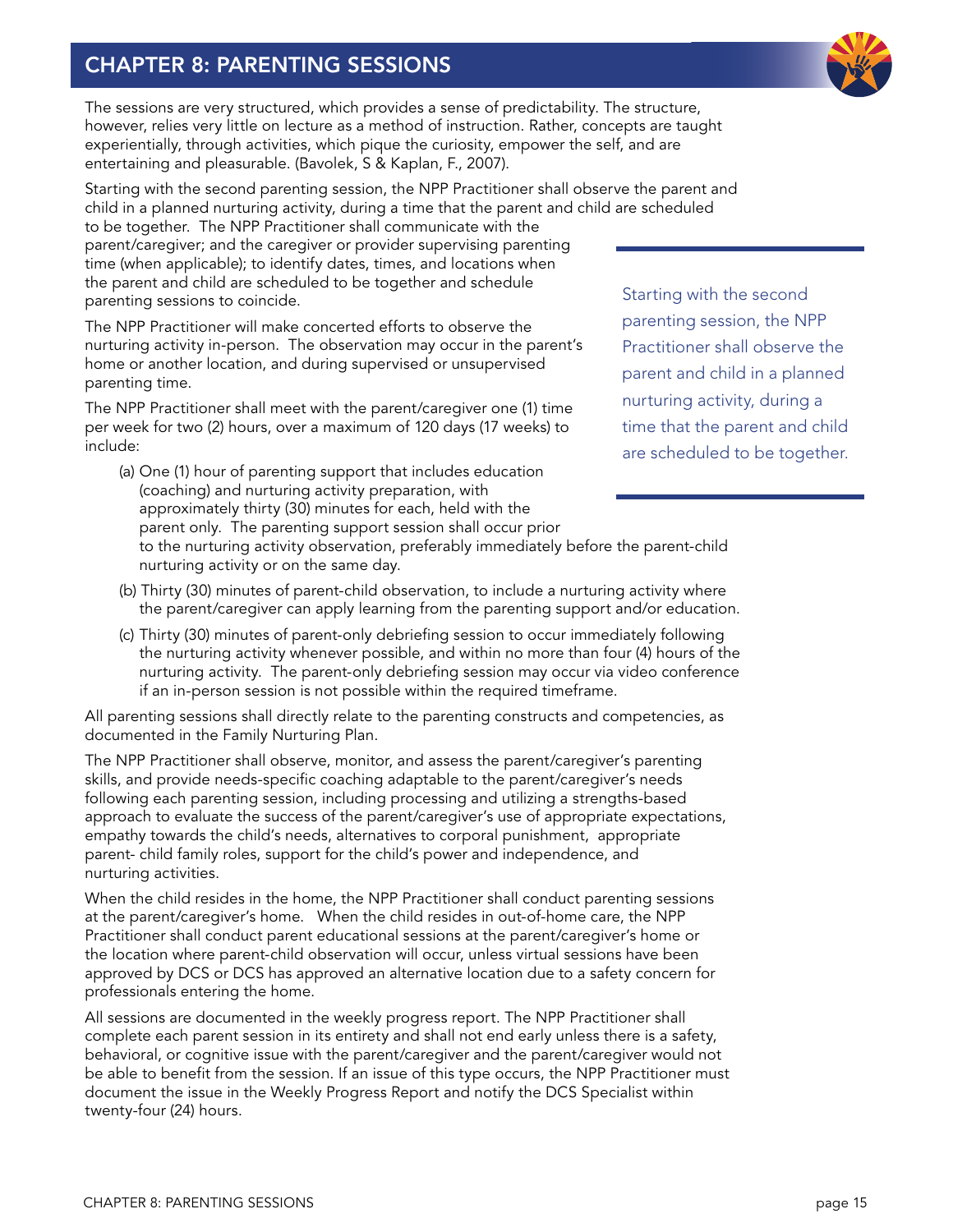# CHAPTER 8: PARENTING SESSIONS

The sessions are very structured, which provides a sense of predictability. The structure, however, relies very little on lecture as a method of instruction. Rather, concepts are taught experientially, through activities, which pique the curiosity, empower the self, and are entertaining and pleasurable. (Bavolek, S & Kaplan, F., 2007).

Starting with the second parenting session, the NPP Practitioner shall observe the parent and child in a planned nurturing activity, during a time that the parent and child are scheduled to be together. The NPP Practitioner shall communicate with the parent/caregiver; and the caregiver or provider supervising parenting time (when applicable); to identify dates, times, and locations when the parent and child are scheduled to be together and schedule parenting sessions to coincide.

> Starting with the second parenting session, the NPP Practitioner shall observe the parent and child in a planned nurturing activity, during a time that the parent and child are scheduled to be together.

The NPP Practitioner will make concerted efforts to observe the nurturing activity in-person. The observation may occur in the parent's home or another location, and during supervised or unsupervised parenting time.

The NPP Practitioner shall meet with the parent/caregiver one (1) time per week for two (2) hours, over a maximum of 120 days (17 weeks) to include:

(a) One (1) hour of parenting support that includes education (coaching) and nurturing activity preparation, with approximately thirty (30) minutes for each, held with the parent only. The parenting support session shall occur prior to the nurturing activity observation, preferably immediately before the parent-child nurturing activity or on the same day.

(b) Thirty (30) minutes of parent-child observation, to include a nurturing activity where the parent/caregiver can apply learning from the parenting support and/or education.

(c) Thirty (30) minutes of parent-only debriefing session to occur immediately following the nurturing activity whenever possible, and within no more than four (4) hours of the nurturing activity. The parent-only debriefing session may occur via video conference if an in-person session is not possible within the required timeframe.

All parenting sessions shall directly relate to the parenting constructs and competencies, as documented in the Family Nurturing Plan.

The NPP Practitioner shall observe, monitor, and assess the parent/caregiver's parenting skills, and provide needs-specific coaching adaptable to the parent/caregiver's needs following each parenting session, including processing and utilizing a strengths-based approach to evaluate the success of the parent/caregiver's use of appropriate expectations, empathy towards the child's needs, alternatives to corporal punishment, appropriate parent- child family roles, support for the child's power and independence, and nurturing activities.

When the child resides in the home, the NPP Practitioner shall conduct parenting sessions at the parent/caregiver's home. When the child resides in out-of-home care, the NPP Practitioner shall conduct parent educational sessions at the parent/caregiver's home or the location where parent-child observation will occur, unless virtual sessions have been approved by DCS or DCS has approved an alternative location due to a safety concern for professionals entering the home.

All sessions are documented in the weekly progress report. The NPP Practitioner shall complete each parent session in its entirety and shall not end early unless there is a safety, behavioral, or cognitive issue with the parent/caregiver and the parent/caregiver would not be able to benefit from the session. If an issue of this type occurs, the NPP Practitioner must document the issue in the Weekly Progress Report and notify the DCS Specialist within twenty-four (24) hours.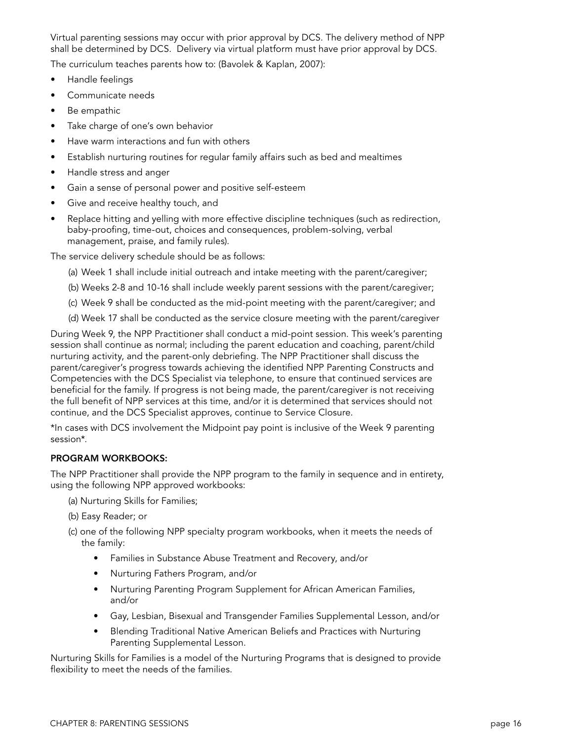Virtual parenting sessions may occur with prior approval by DCS. The delivery method of NPP shall be determined by DCS. Delivery via virtual platform must have prior approval by DCS.

The curriculum teaches parents how to: (Bavolek & Kaplan, 2007):

- Handle feelings
- Communicate needs
- Be empathic
- Take charge of one's own behavior
- Have warm interactions and fun with others
- Establish nurturing routines for regular family affairs such as bed and mealtimes
- Handle stress and anger
- Gain a sense of personal power and positive self-esteem
- Give and receive healthy touch, and
- Replace hitting and yelling with more effective discipline techniques (such as redirection, baby-proofing, time-out, choices and consequences, problem-solving, verbal management, praise, and family rules).

The service delivery schedule should be as follows:

(a) Week 1 shall include initial outreach and intake meeting with the parent/caregiver;

(b) Weeks 2-8 and 10-16 shall include weekly parent sessions with the parent/caregiver;

(c) Week 9 shall be conducted as the mid-point meeting with the parent/caregiver; and

(d) Week 17 shall be conducted as the service closure meeting with the parent/caregiver

During Week 9, the NPP Practitioner shall conduct a mid-point session. This week's parenting session shall continue as normal; including the parent education and coaching, parent/child nurturing activity, and the parent-only debriefing. The NPP Practitioner shall discuss the parent/caregiver's progress towards achieving the identified NPP Parenting Constructs and Competencies with the DCS Specialist via telephone, to ensure that continued services are beneficial for the family. If progress is not being made, the parent/caregiver is not receiving the full benefit of NPP services at this time, and/or it is determined that services should not continue, and the DCS Specialist approves, continue to Service Closure.

*In cases with DCS involvement the Midpoint pay point is inclusive of the Week 9 parenting session*.

**PROGRAM WORKBOOKS:**

The NPP Practitioner shall provide the NPP program to the family in sequence and in entirety, using the following NPP approved workbooks:

(a) Nurturing Skills for Families;

(b) Easy Reader; or

(c) one of the following NPP specialty program workbooks, when it meets the needs of the family:

- Families in Substance Abuse Treatment and Recovery, and/or
- Nurturing Fathers Program, and/or
- Nurturing Parenting Program Supplement for African American Families, and/or
- Gay, Lesbian, Bisexual and Transgender Families Supplemental Lesson, and/or
- Blending Traditional Native American Beliefs and Practices with Nurturing Parenting Supplemental Lesson.

Nurturing Skills for Families is a model of the Nurturing Programs that is designed to provide flexibility to meet the needs of the families.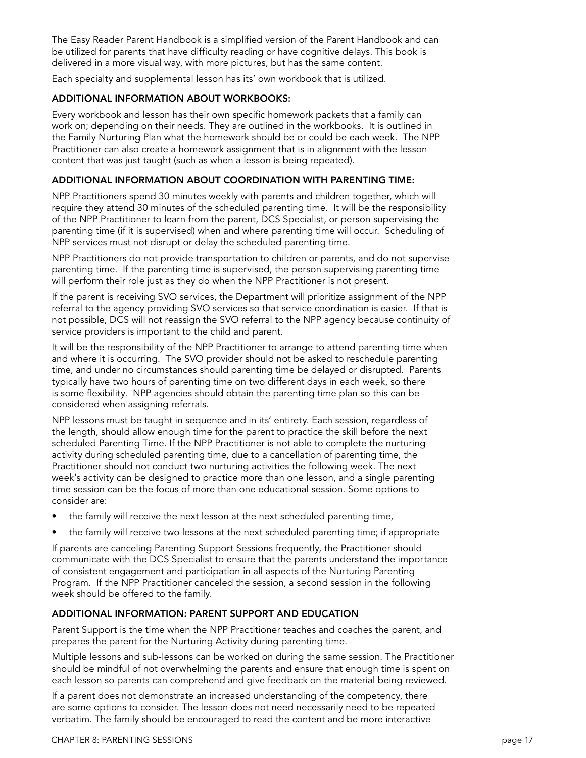The Easy Reader Parent Handbook is a simplified version of the Parent Handbook and can be utilized for parents that have difficulty reading or have cognitive delays. This book is delivered in a more visual way, with more pictures, but has the same content.

Each specialty and supplemental lesson has its' own workbook that is utilized.

**ADDITIONAL INFORMATION ABOUT WORKBOOKS:**

Every workbook and lesson has their own specific homework packets that a family can work on; depending on their needs. They are outlined in the workbooks. It is outlined in the Family Nurturing Plan what the homework should be or could be each week. The NPP Practitioner can also create a homework assignment that is in alignment with the lesson content that was just taught (such as when a lesson is being repeated).

**ADDITIONAL INFORMATION ABOUT COORDINATION WITH PARENTING TIME:**

NPP Practitioners spend 30 minutes weekly with parents and children together, which will require they attend 30 minutes of the scheduled parenting time. It will be the responsibility of the NPP Practitioner to learn from the parent, DCS Specialist, or person supervising the parenting time (if it is supervised) when and where parenting time will occur. Scheduling of NPP services must not disrupt or delay the scheduled parenting time.

NPP Practitioners do not provide transportation to children or parents, and do not supervise parenting time. If the parenting time is supervised, the person supervising parenting time will perform their role just as they do when the NPP Practitioner is not present.

If the parent is receiving SVO services, the Department will prioritize assignment of the NPP referral to the agency providing SVO services so that service coordination is easier. If that is not possible, DCS will not reassign the SVO referral to the NPP agency because continuity of service providers is important to the child and parent.

It will be the responsibility of the NPP Practitioner to arrange to attend parenting time when and where it is occurring. The SVO provider should not be asked to reschedule parenting time, and under no circumstances should parenting time be delayed or disrupted. Parents typically have two hours of parenting time on two different days in each week, so there is some flexibility. NPP agencies should obtain the parenting time plan so this can be considered when assigning referrals.

NPP lessons must be taught in sequence and in its' entirety. Each session, regardless of the length, should allow enough time for the parent to practice the skill before the next scheduled Parenting Time. If the NPP Practitioner is not able to complete the nurturing activity during scheduled parenting time, due to a cancellation of parenting time, the Practitioner should not conduct two nurturing activities the following week. The next week's activity can be designed to practice more than one lesson, and a single parenting time session can be the focus of more than one educational session. Some options to consider are:

- the family will receive the next lesson at the next scheduled parenting time,
- the family will receive two lessons at the next scheduled parenting time; if appropriate

If parents are canceling Parenting Support Sessions frequently, the Practitioner should communicate with the DCS Specialist to ensure that the parents understand the importance of consistent engagement and participation in all aspects of the Nurturing Parenting Program. If the NPP Practitioner canceled the session, a second session in the following week should be offered to the family.

**ADDITIONAL INFORMATION: PARENT SUPPORT AND EDUCATION**

Parent Support is the time when the NPP Practitioner teaches and coaches the parent, and prepares the parent for the Nurturing Activity during parenting time.

Multiple lessons and sub-lessons can be worked on during the same session. The Practitioner should be mindful of not overwhelming the parents and ensure that enough time is spent on each lesson so parents can comprehend and give feedback on the material being reviewed.

If a parent does not demonstrate an increased understanding of the competency, there are some options to consider. The lesson does not need necessarily need to be repeated verbatim. The family should be encouraged to read the content and be more interactive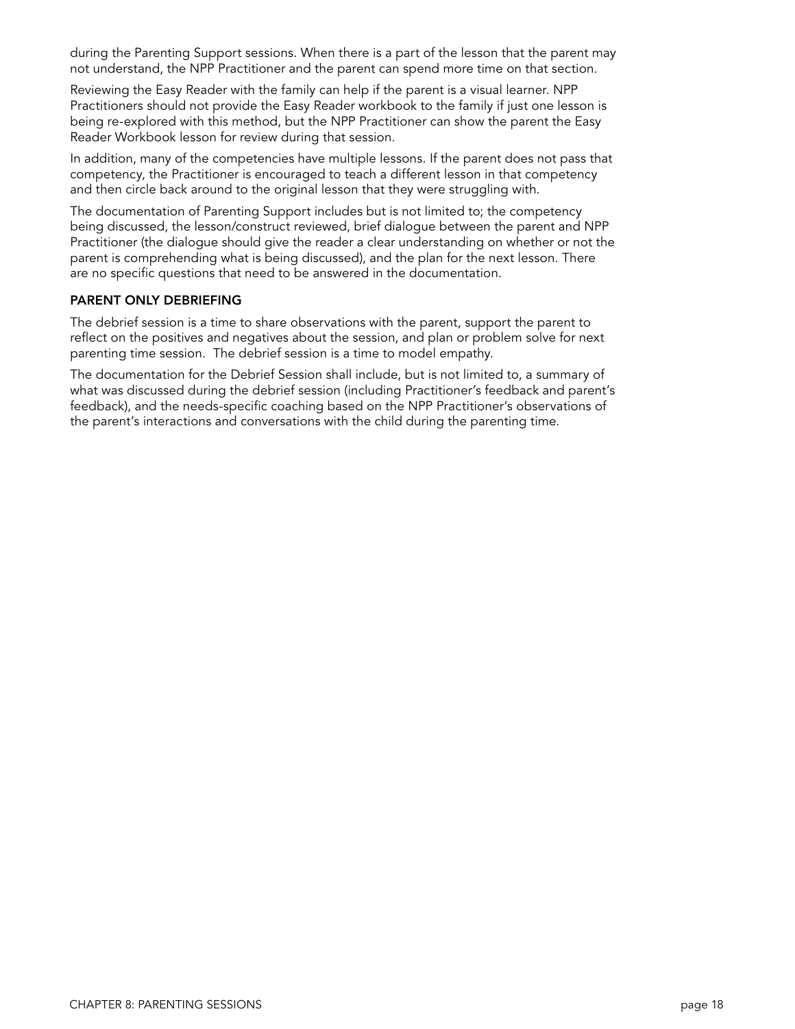during the Parenting Support sessions. When there is a part of the lesson that the parent may not understand, the NPP Practitioner and the parent can spend more time on that section.

Reviewing the Easy Reader with the family can help if the parent is a visual learner. NPP Practitioners should not provide the Easy Reader workbook to the family if just one lesson is being re-explored with this method, but the NPP Practitioner can show the parent the Easy Reader Workbook lesson for review during that session.

In addition, many of the competencies have multiple lessons. If the parent does not pass that competency, the Practitioner is encouraged to teach a different lesson in that competency and then circle back around to the original lesson that they were struggling with.

The documentation of Parenting Support includes but is not limited to; the competency being discussed, the lesson/construct reviewed, brief dialogue between the parent and NPP Practitioner (the dialogue should give the reader a clear understanding on whether or not the parent is comprehending what is being discussed), and the plan for the next lesson. There are no specific questions that need to be answered in the documentation.

**PARENT ONLY DEBRIEFING**

The debrief session is a time to share observations with the parent, support the parent to reflect on the positives and negatives about the session, and plan or problem solve for next parenting time session. The debrief session is a time to model empathy.

The documentation for the Debrief Session shall include, but is not limited to, a summary of what was discussed during the debrief session (including Practitioner's feedback and parent's feedback), and the needs-specific coaching based on the NPP Practitioner's observations of the parent's interactions and conversations with the child during the parenting time.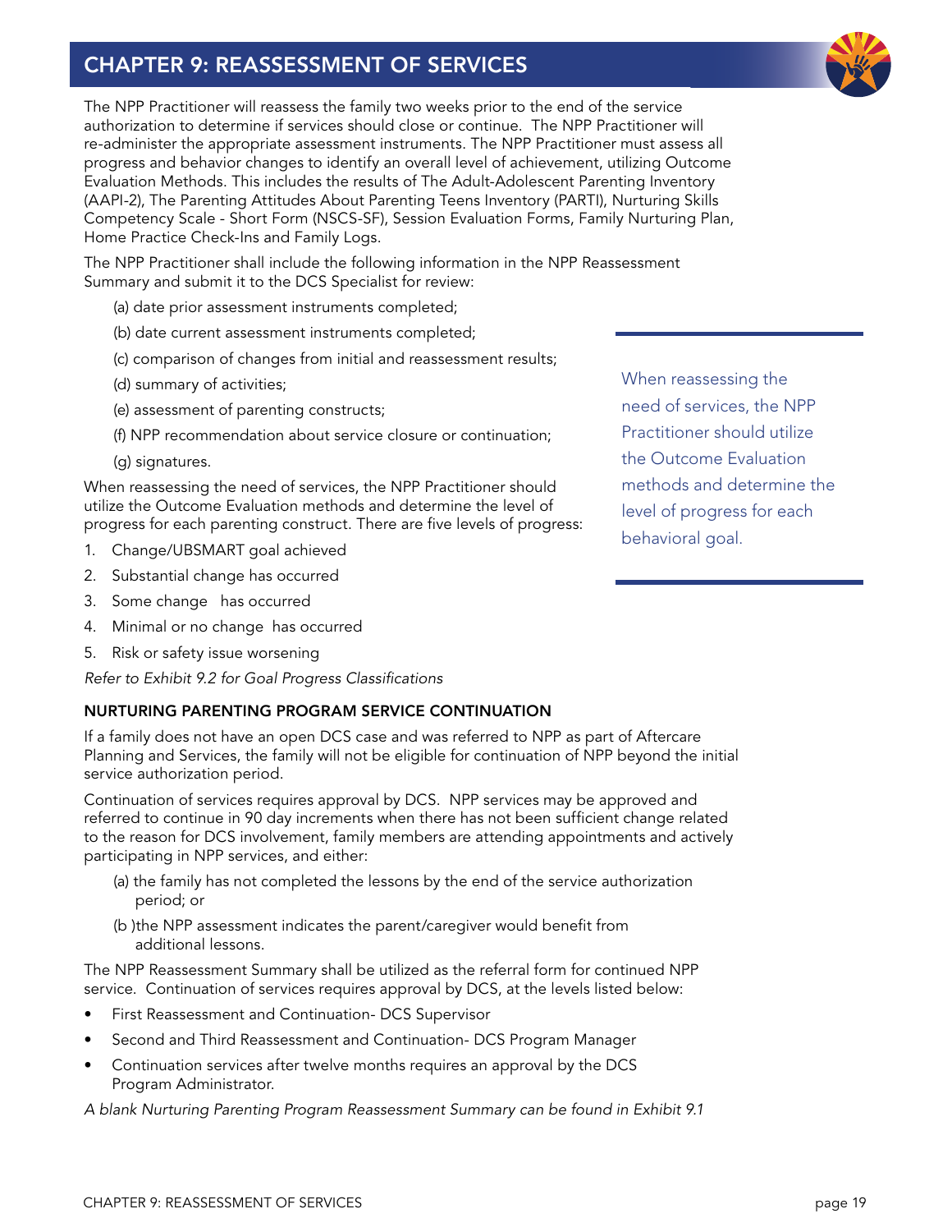# CHAPTER 9: REASSESSMENT OF SERVICES

The NPP Practitioner will reassess the family two weeks prior to the end of the service authorization to determine if services should close or continue. The NPP Practitioner will re-administer the appropriate assessment instruments. The NPP Practitioner must assess all progress and behavior changes to identify an overall level of achievement, utilizing Outcome Evaluation Methods. This includes the results of The Adult-Adolescent Parenting Inventory (AAPI-2), The Parenting Attitudes About Parenting Teens Inventory (PARTI), Nurturing Skills Competency Scale - Short Form (NSCS-SF), Session Evaluation Forms, Family Nurturing Plan, Home Practice Check-Ins and Family Logs.

The NPP Practitioner shall include the following information in the NPP Reassessment Summary and submit it to the DCS Specialist for review:

(a) date prior assessment instruments completed;

(b) date current assessment instruments completed;

(c) comparison of changes from initial and reassessment results;

(d) summary of activities;

(e) assessment of parenting constructs;

(f) NPP recommendation about service closure or continuation;

(g) signatures.

When reassessing the need of services, the NPP Practitioner should utilize the Outcome Evaluation methods and determine the level of progress for each parenting construct. There are five levels of progress:

1. Change/UBSMART goal achieved
2. Substantial change has occurred
3. Some change has occurred
4. Minimal or no change has occurred
5. Risk or safety issue worsening

*Refer to Exhibit 9.2 for Goal Progress Classifications*

> When reassessing the need of services, the NPP Practitioner should utilize the Outcome Evaluation methods and determine the level of progress for each behavioral goal.

### NURTURING PARENTING PROGRAM SERVICE CONTINUATION

If a family does not have an open DCS case and was referred to NPP as part of Aftercare Planning and Services, the family will not be eligible for continuation of NPP beyond the initial service authorization period.

Continuation of services requires approval by DCS. NPP services may be approved and referred to continue in 90 day increments when there has not been sufficient change related to the reason for DCS involvement, family members are attending appointments and actively participating in NPP services, and either:

(a) the family has not completed the lessons by the end of the service authorization period; or

(b )the NPP assessment indicates the parent/caregiver would benefit from additional lessons.

The NPP Reassessment Summary shall be utilized as the referral form for continued NPP service. Continuation of services requires approval by DCS, at the levels listed below:

- First Reassessment and Continuation- DCS Supervisor
- Second and Third Reassessment and Continuation- DCS Program Manager
- Continuation services after twelve months requires an approval by the DCS Program Administrator.

*A blank Nurturing Parenting Program Reassessment Summary can be found in Exhibit 9.1*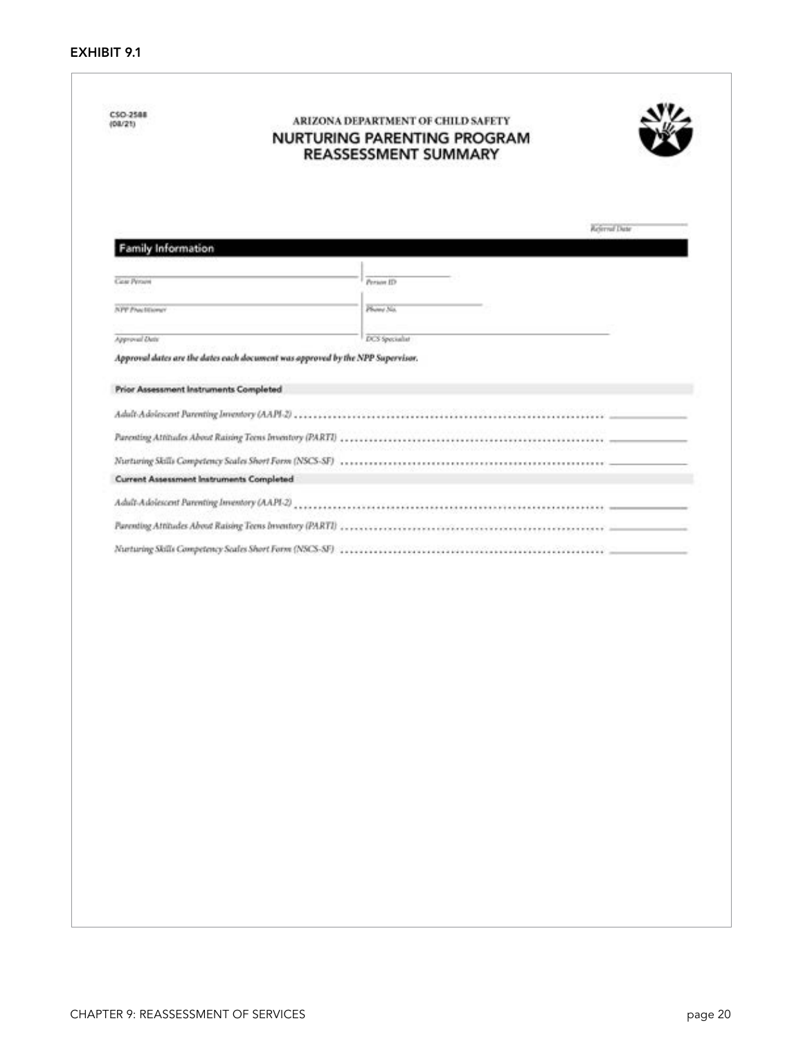**EXHIBIT 9.1**

CSO-2588
(08/21)

ARIZONA DEPARTMENT OF CHILD SAFETY

# NURTURING PARENTING PROGRAM REASSESSMENT SUMMARY

*Referral Date* \_\_\_\_\_\_\_\_\_\_

## Family Information

| | |
|---|---|
| *Case Person* | *Person ID* |
| *NPP Practitioner* | *Phone No.* |
| *Approval Date* | *DCS Specialist* |

***Approval dates are the dates each document was approved by the NPP Supervisor.***

**Prior Assessment Instruments Completed**

*Adult-Adolescent Parenting Inventory (AAPI-2)* .................... \_\_\_\_\_\_\_\_\_\_

*Parenting Attitudes About Raising Teens Inventory (PARTI)* .................... \_\_\_\_\_\_\_\_\_\_

*Nurturing Skills Competency Scales Short Form (NSCS-SF)* .................... \_\_\_\_\_\_\_\_\_\_

**Current Assessment Instruments Completed**

*Adult-Adolescent Parenting Inventory (AAPI-2)* .................... \_\_\_\_\_\_\_\_\_\_

*Parenting Attitudes About Raising Teens Inventory (PARTI)* .................... \_\_\_\_\_\_\_\_\_\_

*Nurturing Skills Competency Scales Short Form (NSCS-SF)* .................... \_\_\_\_\_\_\_\_\_\_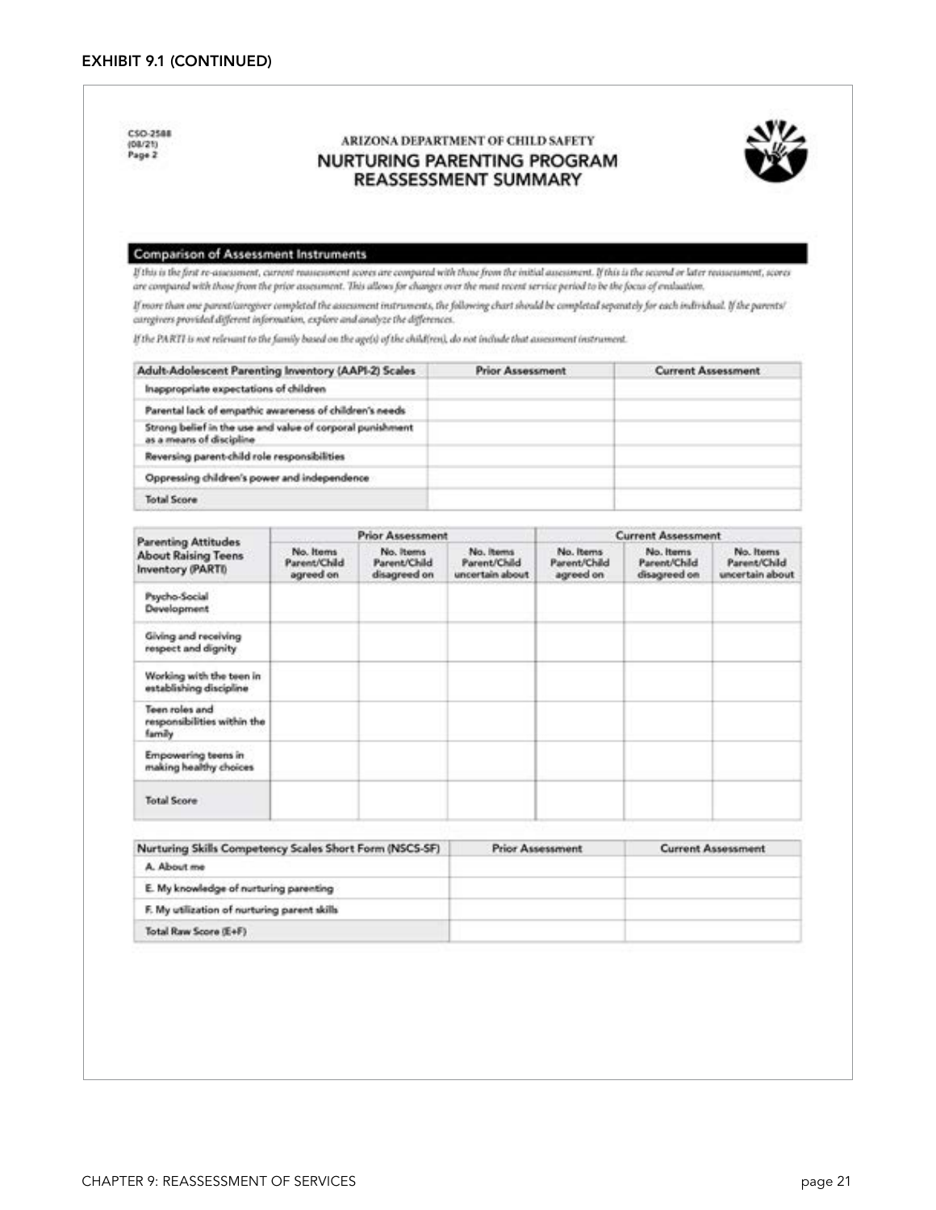**EXHIBIT 9.1 (CONTINUED)**

CSO-2588
(08/21)
Page 2

ARIZONA DEPARTMENT OF CHILD SAFETY

# NURTURING PARENTING PROGRAM REASSESSMENT SUMMARY

## Comparison of Assessment Instruments

*If this is the first re-assessment, current reassessment scores are compared with those from the initial assessment. If this is the second or later reassessment, scores are compared with those from the prior assessment. This allows for changes over the most recent service period to be the focus of evaluation.*

*If more than one parent/caregiver completed the assessment instruments, the following chart should be completed separately for each individual. If the parents/caregivers provided different information, explore and analyze the differences.*

*If the PARTI is not relevant to the family based on the age(s) of the child(ren), do not include that assessment instrument.*

| Adult-Adolescent Parenting Inventory (AAPI-2) Scales | Prior Assessment | Current Assessment |
|---|---|---|
| Inappropriate expectations of children | | |
| Parental lack of empathic awareness of children's needs | | |
| Strong belief in the use and value of corporal punishment as a means of discipline | | |
| Reversing parent-child role responsibilities | | |
| Oppressing children's power and independence | | |
| Total Score | | |

| Parenting Attitudes About Raising Teens Inventory (PARTI) | Prior Assessment | | | Current Assessment | | |
|---|---|---|---|---|---|---|
| | No. Items Parent/Child agreed on | No. Items Parent/Child disagreed on | No. Items Parent/Child uncertain about | No. Items Parent/Child agreed on | No. Items Parent/Child disagreed on | No. Items Parent/Child uncertain about |
| Psycho-Social Development | | | | | | |
| Giving and receiving respect and dignity | | | | | | |
| Working with the teen in establishing discipline | | | | | | |
| Teen roles and responsibilities within the family | | | | | | |
| Empowering teens in making healthy choices | | | | | | |
| Total Score | | | | | | |

| Nurturing Skills Competency Scales Short Form (NSCS-SF) | Prior Assessment | Current Assessment |
|---|---|---|
| A. About me | | |
| E. My knowledge of nurturing parenting | | |
| F. My utilization of nurturing parent skills | | |
| Total Raw Score (E+F) | | |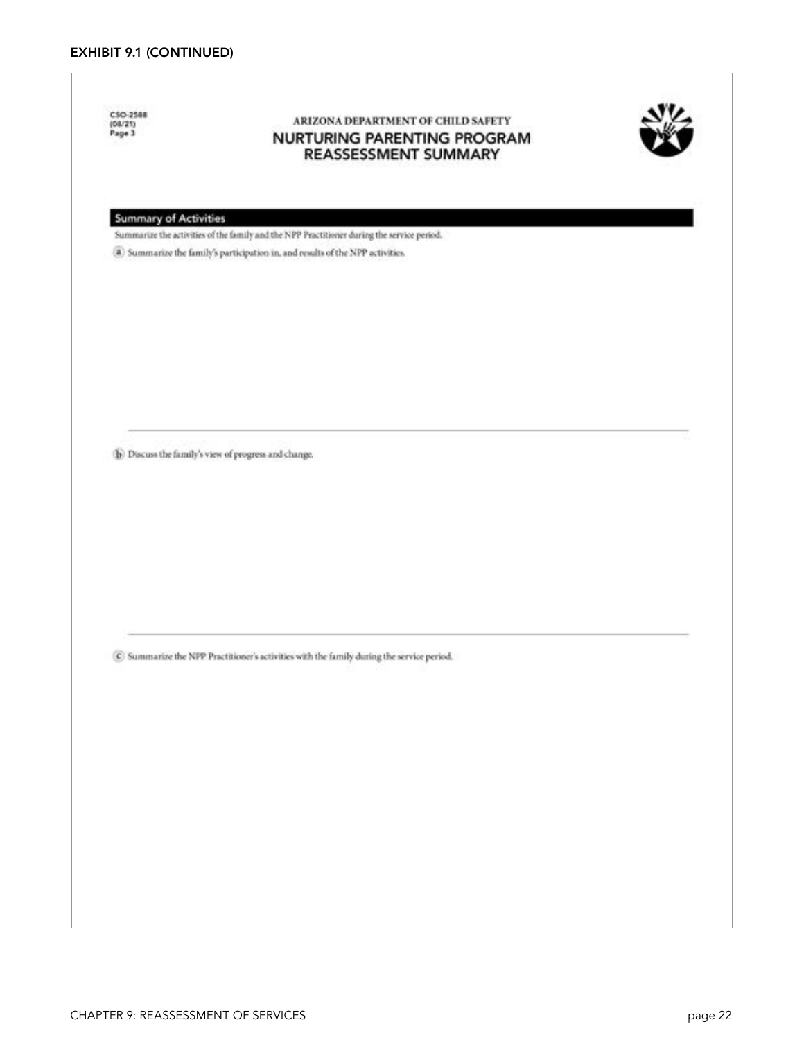## EXHIBIT 9.1 (CONTINUED)

CSO-2588
(08/21)
Page 3

ARIZONA DEPARTMENT OF CHILD SAFETY

# NURTURING PARENTING PROGRAM REASSESSMENT SUMMARY

### Summary of Activities

Summarize the activities of the family and the NPP Practitioner during the service period.

(a) Summarize the family's participation in, and results of the NPP activities.

(b) Discuss the family's view of progress and change.

(c) Summarize the NPP Practitioner's activities with the family during the service period.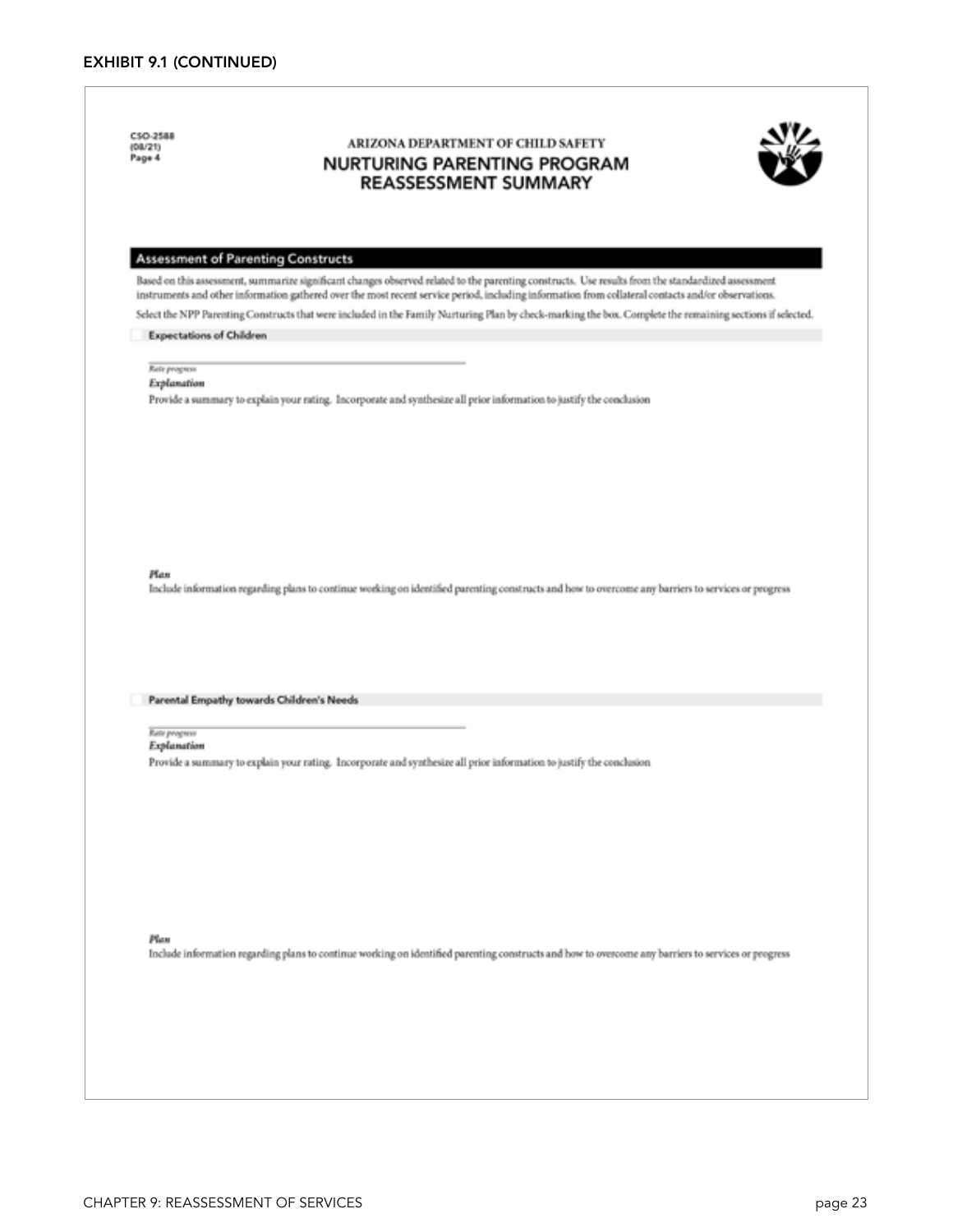## EXHIBIT 9.1 (CONTINUED)

CSO-2588
(08/21)
Page 4

ARIZONA DEPARTMENT OF CHILD SAFETY

# NURTURING PARENTING PROGRAM REASSESSMENT SUMMARY

### Assessment of Parenting Constructs

Based on this assessment, summarize significant changes observed related to the parenting constructs. Use results from the standardized assessment instruments and other information gathered over the most recent service period, including information from collateral contacts and/or observations.

Select the NPP Parenting Constructs that were included in the Family Nurturing Plan by check-marking the box. Complete the remaining sections if selected.

☐ **Expectations of Children**

*Rate progress*

***Explanation***

Provide a summary to explain your rating. Incorporate and synthesize all prior information to justify the conclusion

***Plan***

Include information regarding plans to continue working on identified parenting constructs and how to overcome any barriers to services or progress

☐ **Parental Empathy towards Children's Needs**

*Rate progress*

***Explanation***

Provide a summary to explain your rating. Incorporate and synthesize all prior information to justify the conclusion

***Plan***

Include information regarding plans to continue working on identified parenting constructs and how to overcome any barriers to services or progress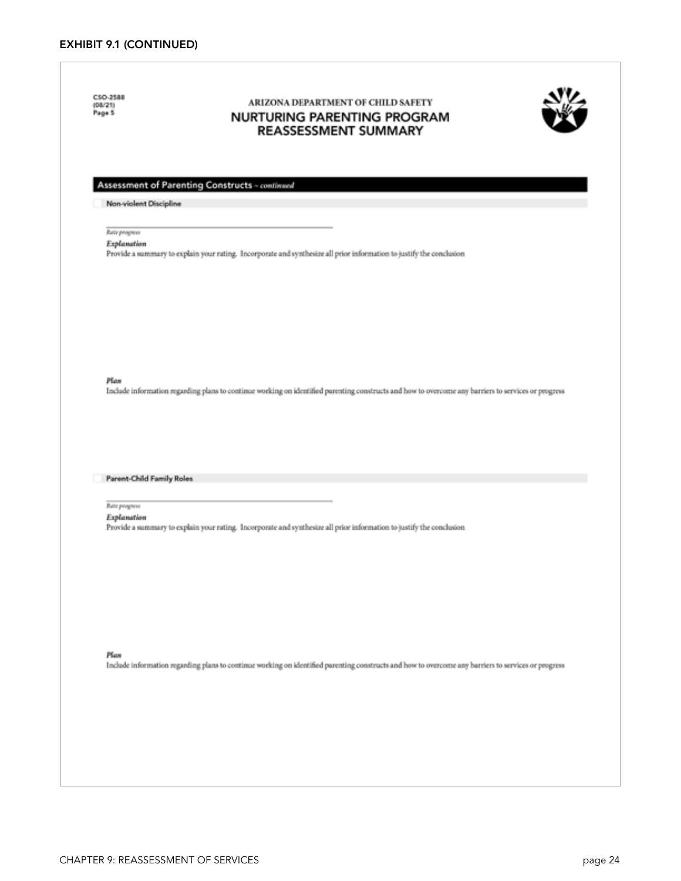**EXHIBIT 9.1 (CONTINUED)**

CSO-2588
(08/21)
Page 5

ARIZONA DEPARTMENT OF CHILD SAFETY

## NURTURING PARENTING PROGRAM REASSESSMENT SUMMARY

### Assessment of Parenting Constructs – *continued*

**Non-violent Discipline**

_______________________________________

*Rate progress*

***Explanation***

Provide a summary to explain your rating. Incorporate and synthesize all prior information to justify the conclusion

***Plan***

Include information regarding plans to continue working on identified parenting constructs and how to overcome any barriers to services or progress

**Parent-Child Family Roles**

_______________________________________

*Rate progress*

***Explanation***

Provide a summary to explain your rating. Incorporate and synthesize all prior information to justify the conclusion

***Plan***

Include information regarding plans to continue working on identified parenting constructs and how to overcome any barriers to services or progress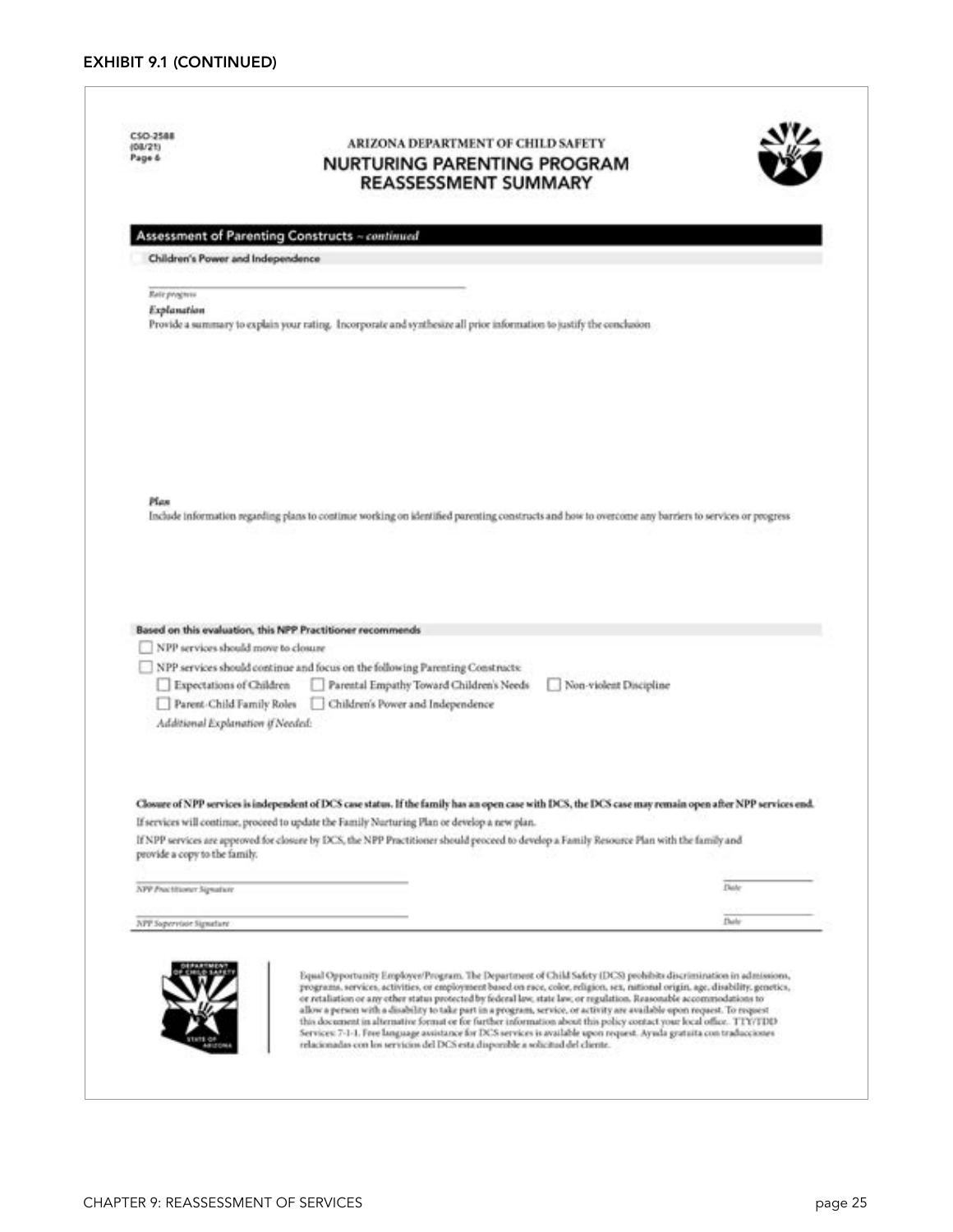## EXHIBIT 9.1 (CONTINUED)

CSO-2588
(08/21)
Page 6

ARIZONA DEPARTMENT OF CHILD SAFETY

### NURTURING PARENTING PROGRAM REASSESSMENT SUMMARY

**Assessment of Parenting Constructs** – *continued*

**Children's Power and Independence**

*Rate progress*

***Explanation***

Provide a summary to explain your rating. Incorporate and synthesize all prior information to justify the conclusion

***Plan***

Include information regarding plans to continue working on identified parenting constructs and how to overcome any barriers to services or progress

**Based on this evaluation, this NPP Practitioner recommends**

- ☐ NPP services should move to closure
- ☐ NPP services should continue and focus on the following Parenting Constructs:
  - ☐ Expectations of Children
  - ☐ Parental Empathy Toward Children's Needs
  - ☐ Non-violent Discipline
  - ☐ Parent-Child Family Roles
  - ☐ Children's Power and Independence

*Additional Explanation if Needed:*

**Closure of NPP services is independent of DCS case status. If the family has an open case with DCS, the DCS case may remain open after NPP services end.**

If services will continue, proceed to update the Family Nurturing Plan or develop a new plan.

If NPP services are approved for closure by DCS, the NPP Practitioner should proceed to develop a Family Resource Plan with the family and provide a copy to the family.

*NPP Practitioner Signature* *Date*

*NPP Supervisor Signature* *Date*

Equal Opportunity Employer/Program. The Department of Child Safety (DCS) prohibits discrimination in admissions, programs, services, activities, or employment based on race, color, religion, sex, national origin, age, disability, genetics, or retaliation or any other status protected by federal law, state law, or regulation. Reasonable accommodations to allow a person with a disability to take part in a program, service, or activity are available upon request. To request this document in alternative format or for further information about this policy contact your local office. TTY/TDD Services: 7-1-1. Free language assistance for DCS services is available upon request. Ayuda gratuita con traducciones relacionadas con los servicios del DCS esta disponible a solicitud del cliente.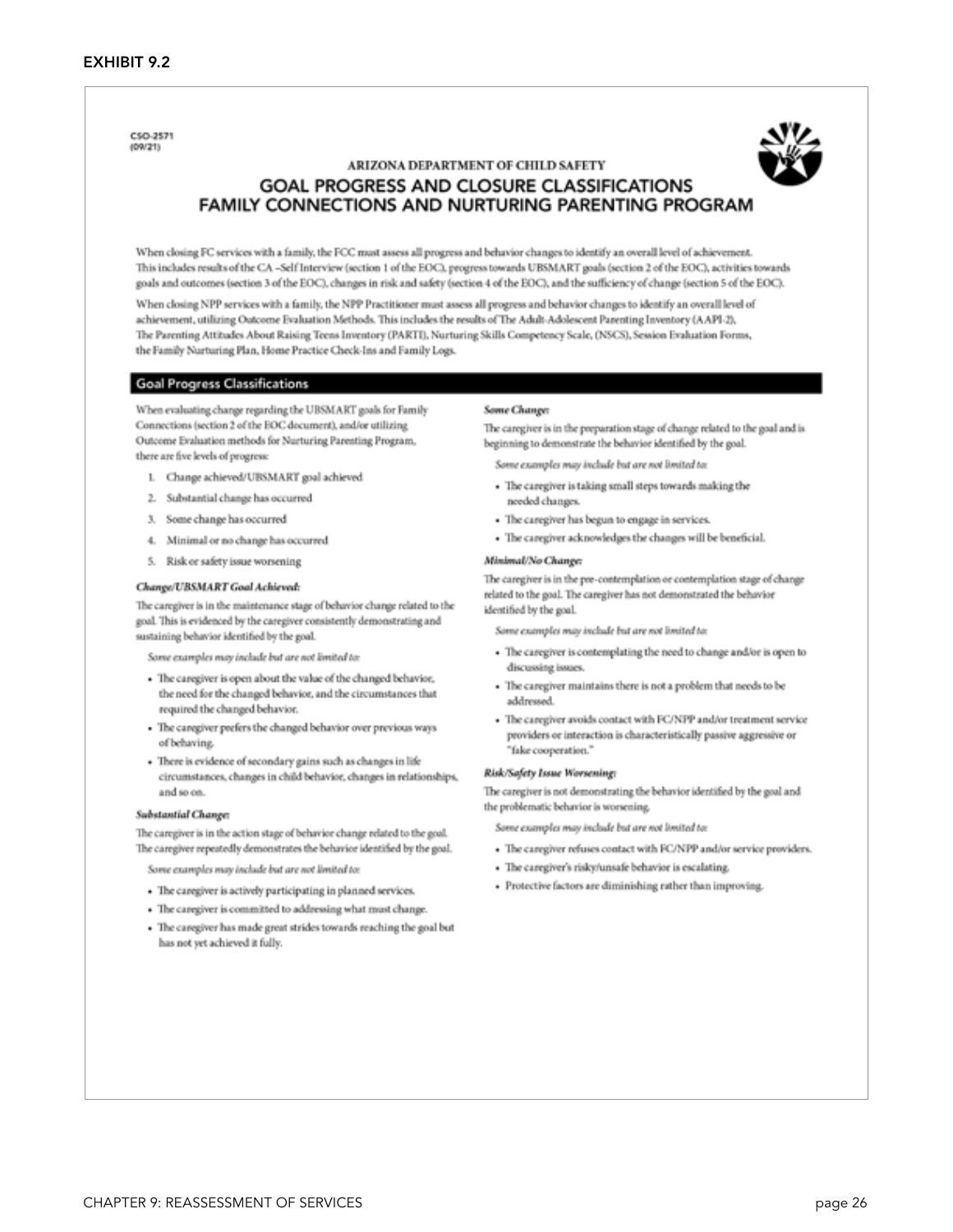**EXHIBIT 9.2**

CSO-2571
(09/21)

ARIZONA DEPARTMENT OF CHILD SAFETY

# GOAL PROGRESS AND CLOSURE CLASSIFICATIONS FAMILY CONNECTIONS AND NURTURING PARENTING PROGRAM

When closing FC services with a family, the FCC must assess all progress and behavior changes to identify an overall level of achievement. This includes results of the CA –Self Interview (section 1 of the EOC), progress towards UBSMART goals (section 2 of the EOC), activities towards goals and outcomes (section 3 of the EOC), changes in risk and safety (section 4 of the EOC), and the sufficiency of change (section 5 of the EOC).

When closing NPP services with a family, the NPP Practitioner must assess all progress and behavior changes to identify an overall level of achievement, utilizing Outcome Evaluation Methods. This includes the results of The Adult-Adolescent Parenting Inventory (AAPI-2), The Parenting Attitudes About Raising Teens Inventory (PARTI), Nurturing Skills Competency Scale, (NSCS), Session Evaluation Forms, the Family Nurturing Plan, Home Practice Check-Ins and Family Logs.

## Goal Progress Classifications

When evaluating change regarding the UBSMART goals for Family Connections (section 2 of the EOC document), and/or utilizing Outcome Evaluation methods for Nurturing Parenting Program, there are five levels of progress:

1. Change achieved/UBSMART goal achieved
2. Substantial change has occurred
3. Some change has occurred
4. Minimal or no change has occurred
5. Risk or safety issue worsening

***Change/UBSMART Goal Achieved:***

The caregiver is in the maintenance stage of behavior change related to the goal. This is evidenced by the caregiver consistently demonstrating and sustaining behavior identified by the goal.

*Some examples may include but are not limited to:*

- The caregiver is open about the value of the changed behavior, the need for the changed behavior, and the circumstances that required the changed behavior.
- The caregiver prefers the changed behavior over previous ways of behaving.
- There is evidence of secondary gains such as changes in life circumstances, changes in child behavior, changes in relationships, and so on.

***Substantial Change:***

The caregiver is in the action stage of behavior change related to the goal. The caregiver repeatedly demonstrates the behavior identified by the goal.

*Some examples may include but are not limited to:*

- The caregiver is actively participating in planned services.
- The caregiver is committed to addressing what must change.
- The caregiver has made great strides towards reaching the goal but has not yet achieved it fully.

***Some Change:***

The caregiver is in the preparation stage of change related to the goal and is beginning to demonstrate the behavior identified by the goal.

*Some examples may include but are not limited to:*

- The caregiver is taking small steps towards making the needed changes.
- The caregiver has begun to engage in services.
- The caregiver acknowledges the changes will be beneficial.

***Minimal/No Change:***

The caregiver is in the pre-contemplation or contemplation stage of change related to the goal. The caregiver has not demonstrated the behavior identified by the goal.

*Some examples may include but are not limited to:*

- The caregiver is contemplating the need to change and/or is open to discussing issues.
- The caregiver maintains there is not a problem that needs to be addressed.
- The caregiver avoids contact with FC/NPP and/or treatment service providers or interaction is characteristically passive aggressive or "fake cooperation."

***Risk/Safety Issue Worsening:***

The caregiver is not demonstrating the behavior identified by the goal and the problematic behavior is worsening.

*Some examples may include but are not limited to:*

- The caregiver refuses contact with FC/NPP and/or service providers.
- The caregiver's risky/unsafe behavior is escalating.
- Protective factors are diminishing rather than improving.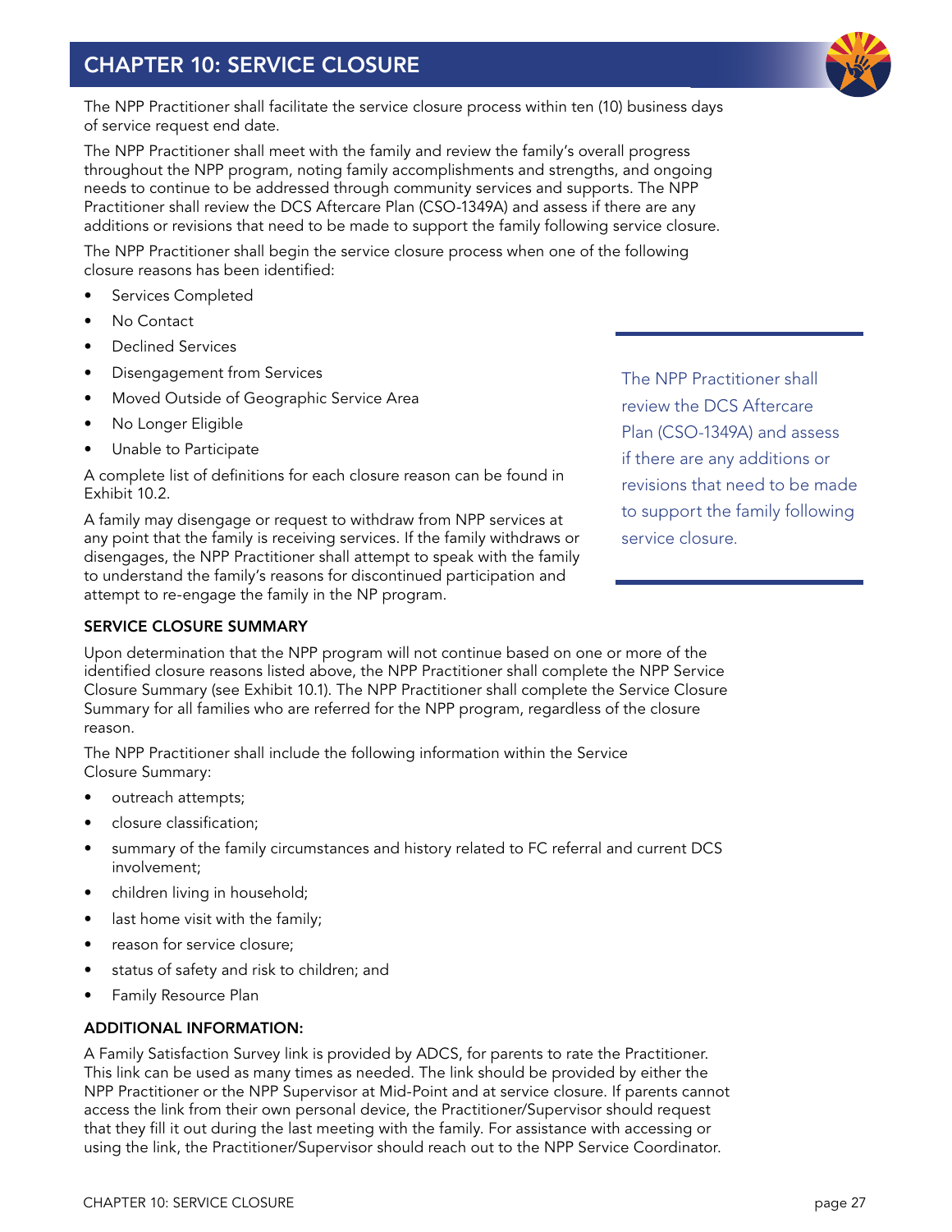# CHAPTER 10: SERVICE CLOSURE

The NPP Practitioner shall facilitate the service closure process within ten (10) business days of service request end date.

The NPP Practitioner shall meet with the family and review the family's overall progress throughout the NPP program, noting family accomplishments and strengths, and ongoing needs to continue to be addressed through community services and supports. The NPP Practitioner shall review the DCS Aftercare Plan (CSO-1349A) and assess if there are any additions or revisions that need to be made to support the family following service closure.

The NPP Practitioner shall begin the service closure process when one of the following closure reasons has been identified:

- Services Completed
- No Contact
- Declined Services
- Disengagement from Services
- Moved Outside of Geographic Service Area
- No Longer Eligible
- Unable to Participate

A complete list of definitions for each closure reason can be found in Exhibit 10.2.

A family may disengage or request to withdraw from NPP services at any point that the family is receiving services. If the family withdraws or disengages, the NPP Practitioner shall attempt to speak with the family to understand the family's reasons for discontinued participation and attempt to re-engage the family in the NP program.

> The NPP Practitioner shall review the DCS Aftercare Plan (CSO-1349A) and assess if there are any additions or revisions that need to be made to support the family following service closure.

**SERVICE CLOSURE SUMMARY**

Upon determination that the NPP program will not continue based on one or more of the identified closure reasons listed above, the NPP Practitioner shall complete the NPP Service Closure Summary (see Exhibit 10.1). The NPP Practitioner shall complete the Service Closure Summary for all families who are referred for the NPP program, regardless of the closure reason.

The NPP Practitioner shall include the following information within the Service Closure Summary:

- outreach attempts;
- closure classification;
- summary of the family circumstances and history related to FC referral and current DCS involvement;
- children living in household;
- last home visit with the family;
- reason for service closure;
- status of safety and risk to children; and
- Family Resource Plan

**ADDITIONAL INFORMATION:**

A Family Satisfaction Survey link is provided by ADCS, for parents to rate the Practitioner. This link can be used as many times as needed. The link should be provided by either the NPP Practitioner or the NPP Supervisor at Mid-Point and at service closure. If parents cannot access the link from their own personal device, the Practitioner/Supervisor should request that they fill it out during the last meeting with the family. For assistance with accessing or using the link, the Practitioner/Supervisor should reach out to the NPP Service Coordinator.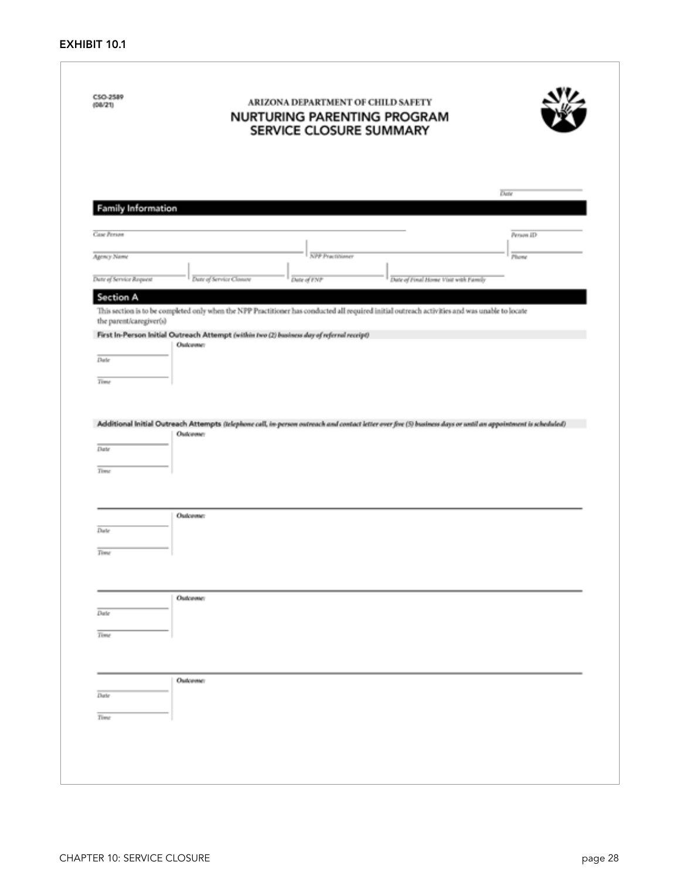**EXHIBIT 10.1**

CSO-2589
(08/21)

ARIZONA DEPARTMENT OF CHILD SAFETY

# NURTURING PARENTING PROGRAM SERVICE CLOSURE SUMMARY

_____________ *Date*

## Family Information

_____________ *Case Person* _____________ *Person ID*

_____________ *Agency Name* | _____________ *NPP Practitioner* | _____________ *Phone*

_____________ *Date of Service Request* | _____________ *Date of Service Closure* | _____________ *Date of FNP* | _____________ *Date of Final Home Visit with Family*

## Section A

This section is to be completed only when the NPP Practitioner has conducted all required initial outreach activities and was unable to locate the parent/caregiver(s)

**First In-Person Initial Outreach Attempt** *(within two (2) business day of referral receipt)*

_____________ *Date*

_____________ *Time*

*Outcome:*

**Additional Initial Outreach Attempts** *(telephone call, in-person outreach and contact letter over five (5) business days or until an appointment is scheduled)*

_____________ *Date*

_____________ *Time*

*Outcome:*

_____________ *Date*

_____________ *Time*

*Outcome:*

_____________ *Date*

_____________ *Time*

*Outcome:*

_____________ *Date*

_____________ *Time*

*Outcome:*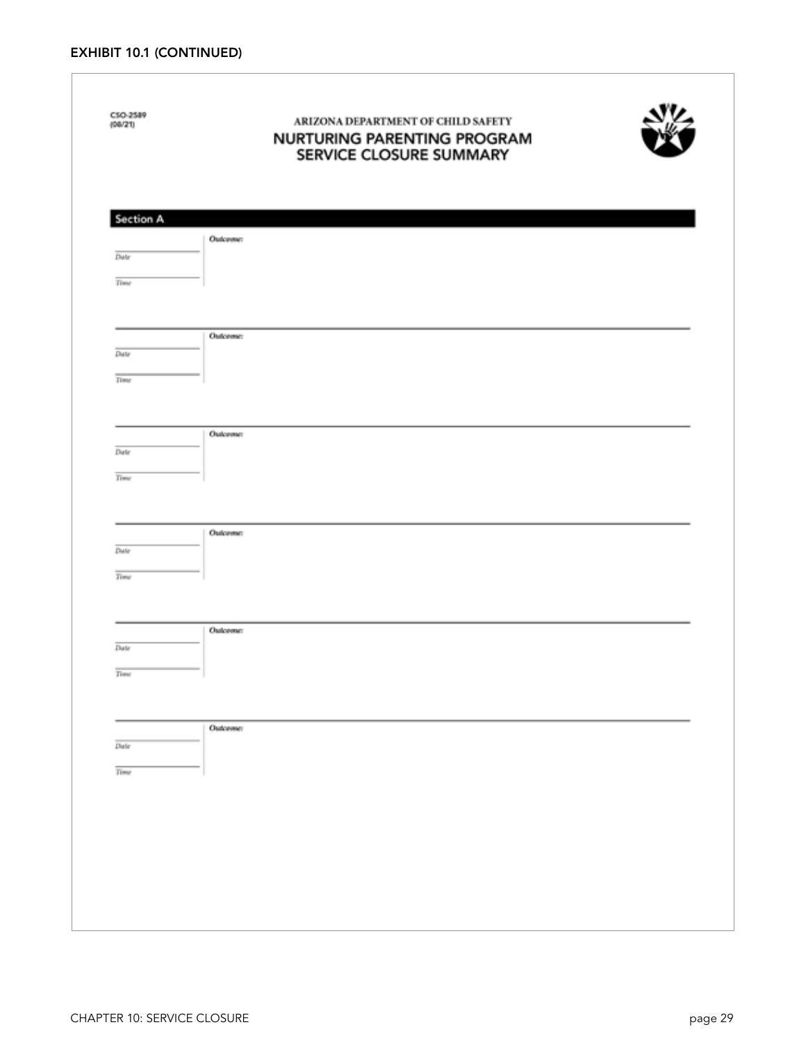**EXHIBIT 10.1 (CONTINUED)**

CSO-2589
(08/21)

ARIZONA DEPARTMENT OF CHILD SAFETY

# NURTURING PARENTING PROGRAM SERVICE CLOSURE SUMMARY

## Section A

| | |
|---|---|
| _______ Date<br>_______ Time | *Outcome:* |
| _______ Date<br>_______ Time | *Outcome:* |
| _______ Date<br>_______ Time | *Outcome:* |
| _______ Date<br>_______ Time | *Outcome:* |
| _______ Date<br>_______ Time | *Outcome:* |
| _______ Date<br>_______ Time | *Outcome:* |

CHAPTER 10: SERVICE CLOSURE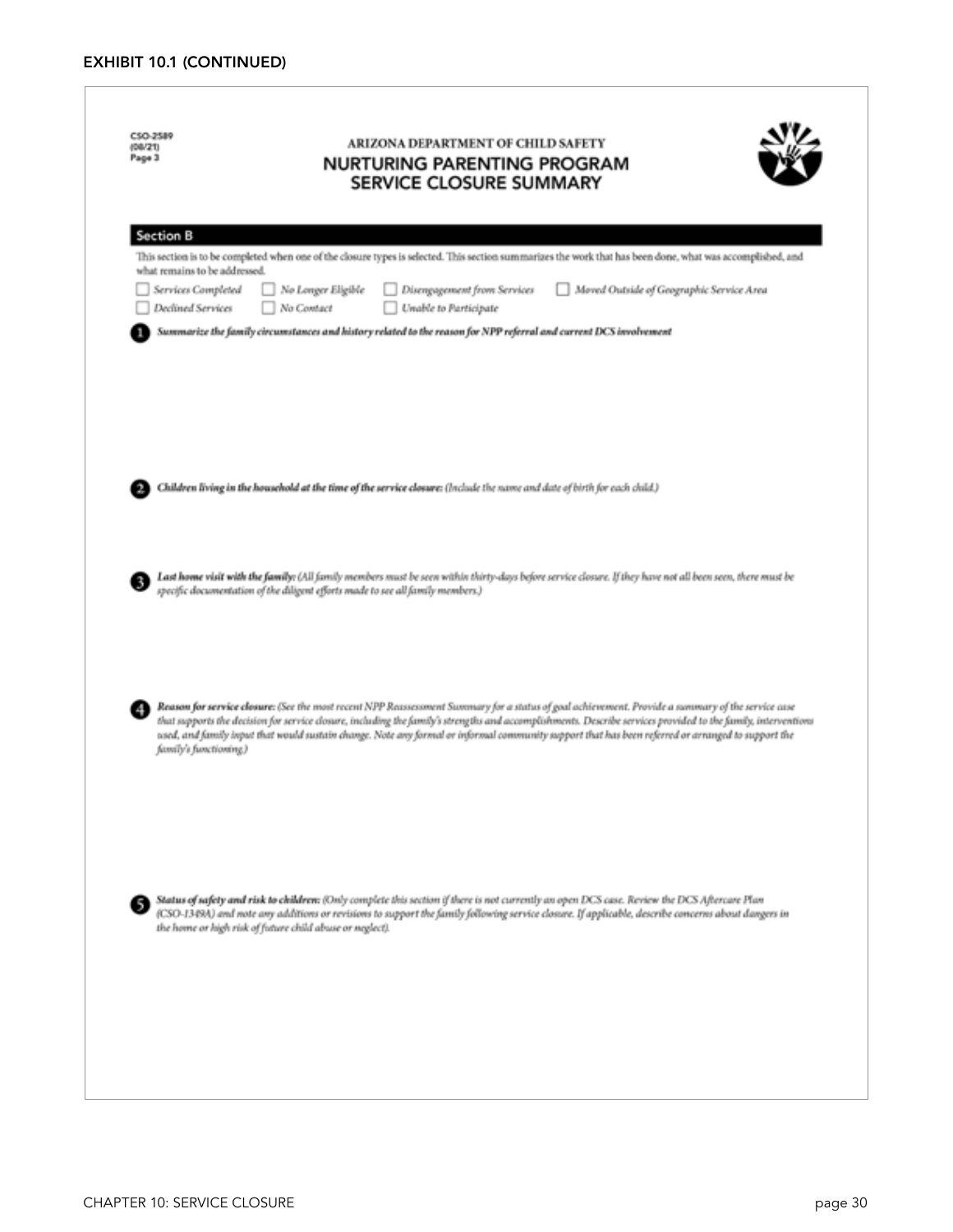## EXHIBIT 10.1 (CONTINUED)

CSO-2589
(08/21)
Page 3

ARIZONA DEPARTMENT OF CHILD SAFETY

# NURTURING PARENTING PROGRAM SERVICE CLOSURE SUMMARY

## Section B

This section is to be completed when one of the closure types is selected. This section summarizes the work that has been done, what was accomplished, and what remains to be addressed.

- ☐ *Services Completed*
- ☐ *No Longer Eligible*
- ☐ *Disengagement from Services*
- ☐ *Moved Outside of Geographic Service Area*
- ☐ *Declined Services*
- ☐ *No Contact*
- ☐ *Unable to Participate*

1. ***Summarize the family circumstances and history related to the reason for NPP referral and current DCS involvement***

2. ***Children living in the household at the time of the service closure:*** *(Include the name and date of birth for each child.)*

3. ***Last home visit with the family:*** *(All family members must be seen within thirty-days before service closure. If they have not all been seen, there must be specific documentation of the diligent efforts made to see all family members.)*

4. ***Reason for service closure:*** *(See the most recent NPP Reassessment Summary for a status of goal achievement. Provide a summary of the service case that supports the decision for service closure, including the family's strengths and accomplishments. Describe services provided to the family, interventions used, and family input that would sustain change. Note any formal or informal community support that has been referred or arranged to support the family's functioning.)*

5. ***Status of safety and risk to children:*** *(Only complete this section if there is not currently an open DCS case. Review the DCS Aftercare Plan (CSO-1349A) and note any additions or revisions to support the family following service closure. If applicable, describe concerns about dangers in the home or high risk of future child abuse or neglect.)*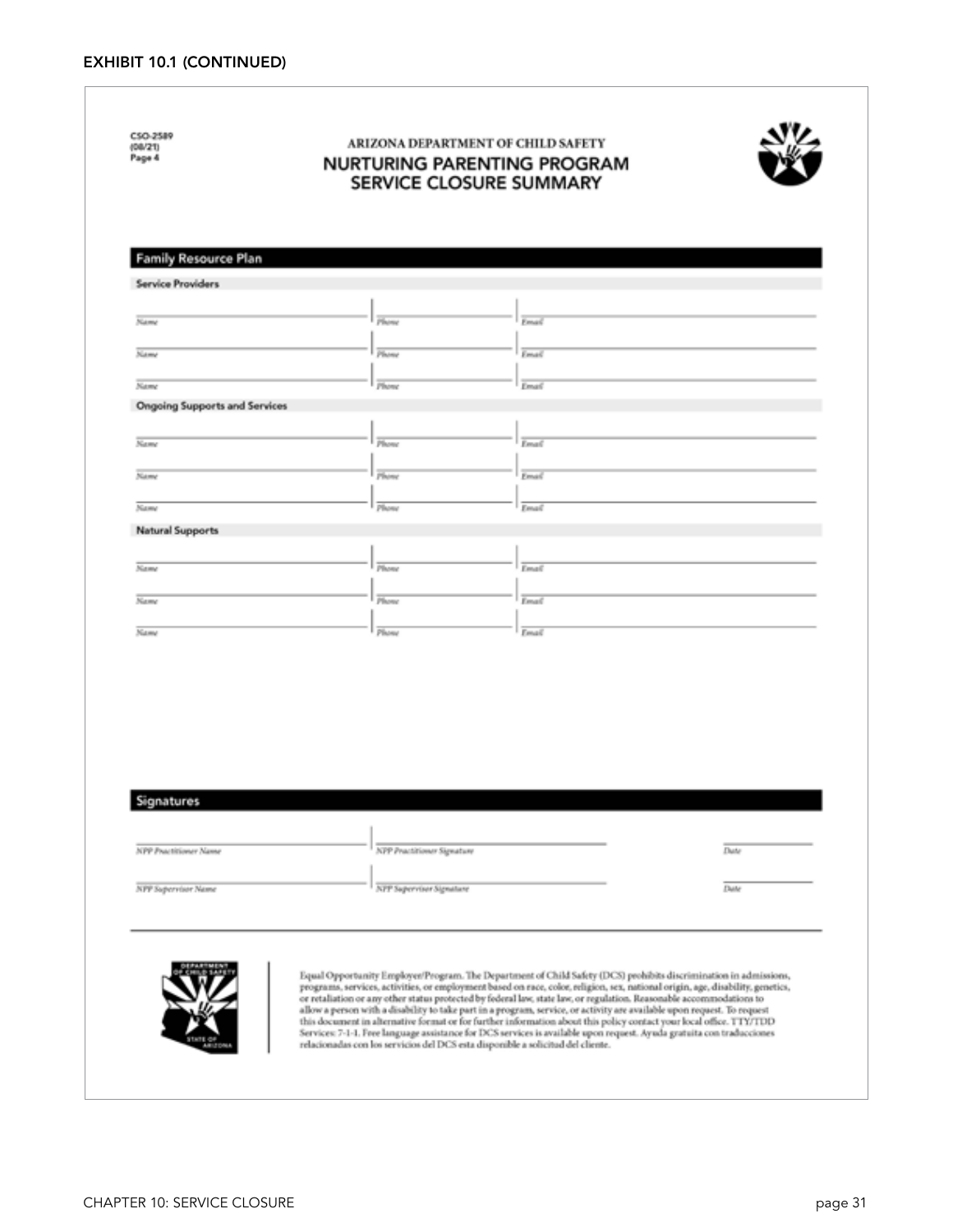**EXHIBIT 10.1 (CONTINUED)**

CSO-2589
(08/21)
Page 4

ARIZONA DEPARTMENT OF CHILD SAFETY

## NURTURING PARENTING PROGRAM SERVICE CLOSURE SUMMARY

### Family Resource Plan

**Service Providers**

| Name | Phone | Email |
|---|---|---|
| | | |
| | | |
| | | |

**Ongoing Supports and Services**

| Name | Phone | Email |
|---|---|---|
| | | |
| | | |
| | | |

**Natural Supports**

| Name | Phone | Email |
|---|---|---|
| | | |
| | | |
| | | |

### Signatures

| NPP Practitioner Name | NPP Practitioner Signature | Date |
|---|---|---|
| | | |

| NPP Supervisor Name | NPP Supervisor Signature | Date |
|---|---|---|
| | | |

Equal Opportunity Employer/Program. The Department of Child Safety (DCS) prohibits discrimination in admissions, programs, services, activities, or employment based on race, color, religion, sex, national origin, age, disability, genetics, or retaliation or any other status protected by federal law, state law, or regulation. Reasonable accommodations to allow a person with a disability to take part in a program, service, or activity are available upon request. To request this document in alternative format or for further information about this policy contact your local office. TTY/TDD Services: 7-1-1. Free language assistance for DCS services is available upon request. Ayuda gratuita con traducciones relacionadas con los servicios del DCS esta disponible a solicitud del cliente.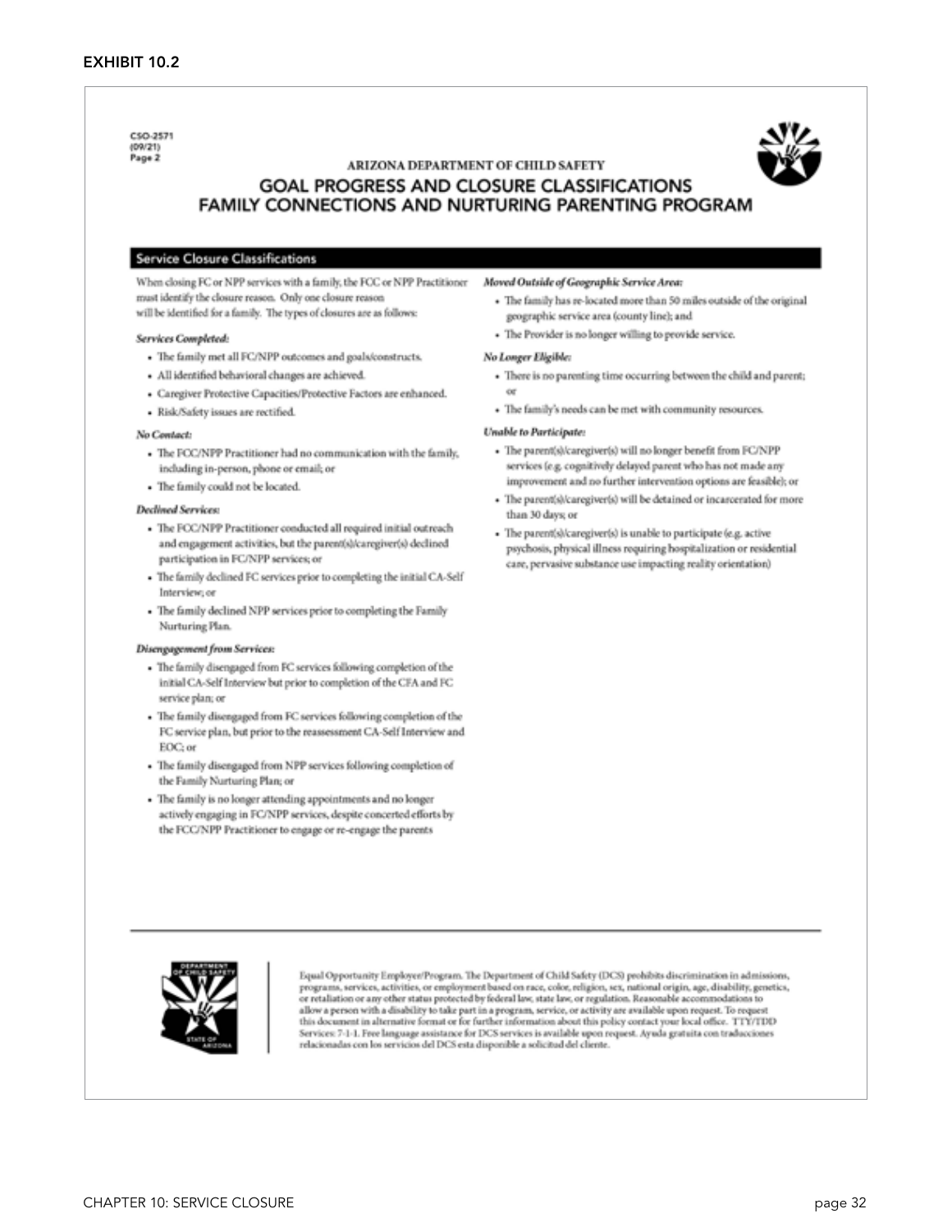**EXHIBIT 10.2**

CSO-2571
(09/21)
Page 2

ARIZONA DEPARTMENT OF CHILD SAFETY

# GOAL PROGRESS AND CLOSURE CLASSIFICATIONS FAMILY CONNECTIONS AND NURTURING PARENTING PROGRAM

## Service Closure Classifications

When closing FC or NPP services with a family, the FCC or NPP Practitioner must identify the closure reason. Only one closure reason will be identified for a family. The types of closures are as follows:

***Services Completed:***

- The family met all FC/NPP outcomes and goals/constructs.
- All identified behavioral changes are achieved.
- Caregiver Protective Capacities/Protective Factors are enhanced.
- Risk/Safety issues are rectified.

***No Contact:***

- The FCC/NPP Practitioner had no communication with the family, including in-person, phone or email; or
- The family could not be located.

***Declined Services:***

- The FCC/NPP Practitioner conducted all required initial outreach and engagement activities, but the parent(s)/caregiver(s) declined participation in FC/NPP services; or
- The family declined FC services prior to completing the initial CA-Self Interview; or
- The family declined NPP services prior to completing the Family Nurturing Plan.

***Disengagement from Services:***

- The family disengaged from FC services following completion of the initial CA-Self Interview but prior to completion of the CFA and FC service plan; or
- The family disengaged from FC services following completion of the FC service plan, but prior to the reassessment CA-Self Interview and EOC; or
- The family disengaged from NPP services following completion of the Family Nurturing Plan; or
- The family is no longer attending appointments and no longer actively engaging in FC/NPP services, despite concerted efforts by the FCC/NPP Practitioner to engage or re-engage the parents

***Moved Outside of Geographic Service Area:***

- The family has re-located more than 50 miles outside of the original geographic service area (county line); and
- The Provider is no longer willing to provide service.

***No Longer Eligible:***

- There is no parenting time occurring between the child and parent; or
- The family's needs can be met with community resources.

***Unable to Participate:***

- The parent(s)/caregiver(s) will no longer benefit from FC/NPP services (e.g. cognitively delayed parent who has not made any improvement and no further intervention options are feasible); or
- The parent(s)/caregiver(s) will be detained or incarcerated for more than 30 days; or
- The parent(s)/caregiver(s) is unable to participate (e.g. active psychosis, physical illness requiring hospitalization or residential care, pervasive substance use impacting reality orientation)

Equal Opportunity Employer/Program. The Department of Child Safety (DCS) prohibits discrimination in admissions, programs, services, activities, or employment based on race, color, religion, sex, national origin, age, disability, genetics, or retaliation or any other status protected by federal law, state law, or regulation. Reasonable accommodations to allow a person with a disability to take part in a program, service, or activity are available upon request. To request this document in alternative format or for further information about this policy contact your local office. TTY/TDD Services: 7-1-1. Free language assistance for DCS services is available upon request. Ayuda gratuita con traducciones relacionadas con los servicios del DCS esta disponible a solicitud del cliente.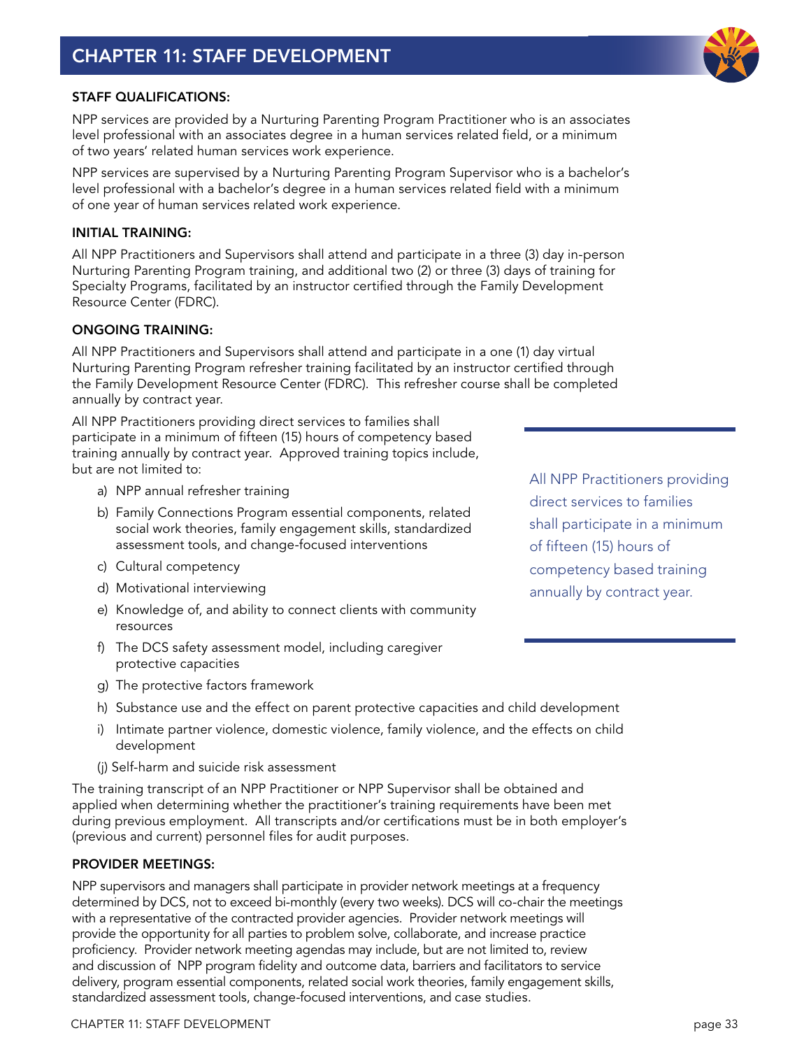# CHAPTER 11: STAFF DEVELOPMENT

**STAFF QUALIFICATIONS:**

NPP services are provided by a Nurturing Parenting Program Practitioner who is an associates level professional with an associates degree in a human services related field, or a minimum of two years' related human services work experience.

NPP services are supervised by a Nurturing Parenting Program Supervisor who is a bachelor's level professional with a bachelor's degree in a human services related field with a minimum of one year of human services related work experience.

**INITIAL TRAINING:**

All NPP Practitioners and Supervisors shall attend and participate in a three (3) day in-person Nurturing Parenting Program training, and additional two (2) or three (3) days of training for Specialty Programs, facilitated by an instructor certified through the Family Development Resource Center (FDRC).

**ONGOING TRAINING:**

All NPP Practitioners and Supervisors shall attend and participate in a one (1) day virtual Nurturing Parenting Program refresher training facilitated by an instructor certified through the Family Development Resource Center (FDRC). This refresher course shall be completed annually by contract year.

All NPP Practitioners providing direct services to families shall participate in a minimum of fifteen (15) hours of competency based training annually by contract year. Approved training topics include, but are not limited to:

a) NPP annual refresher training
b) Family Connections Program essential components, related social work theories, family engagement skills, standardized assessment tools, and change-focused interventions
c) Cultural competency
d) Motivational interviewing
e) Knowledge of, and ability to connect clients with community resources
f) The DCS safety assessment model, including caregiver protective capacities
g) The protective factors framework
h) Substance use and the effect on parent protective capacities and child development
i) Intimate partner violence, domestic violence, family violence, and the effects on child development
(j) Self-harm and suicide risk assessment

> All NPP Practitioners providing direct services to families shall participate in a minimum of fifteen (15) hours of competency based training annually by contract year.

The training transcript of an NPP Practitioner or NPP Supervisor shall be obtained and applied when determining whether the practitioner's training requirements have been met during previous employment. All transcripts and/or certifications must be in both employer's (previous and current) personnel files for audit purposes.

**PROVIDER MEETINGS:**

NPP supervisors and managers shall participate in provider network meetings at a frequency determined by DCS, not to exceed bi-monthly (every two weeks). DCS will co-chair the meetings with a representative of the contracted provider agencies. Provider network meetings will provide the opportunity for all parties to problem solve, collaborate, and increase practice proficiency. Provider network meeting agendas may include, but are not limited to, review and discussion of NPP program fidelity and outcome data, barriers and facilitators to service delivery, program essential components, related social work theories, family engagement skills, standardized assessment tools, change-focused interventions, and case studies.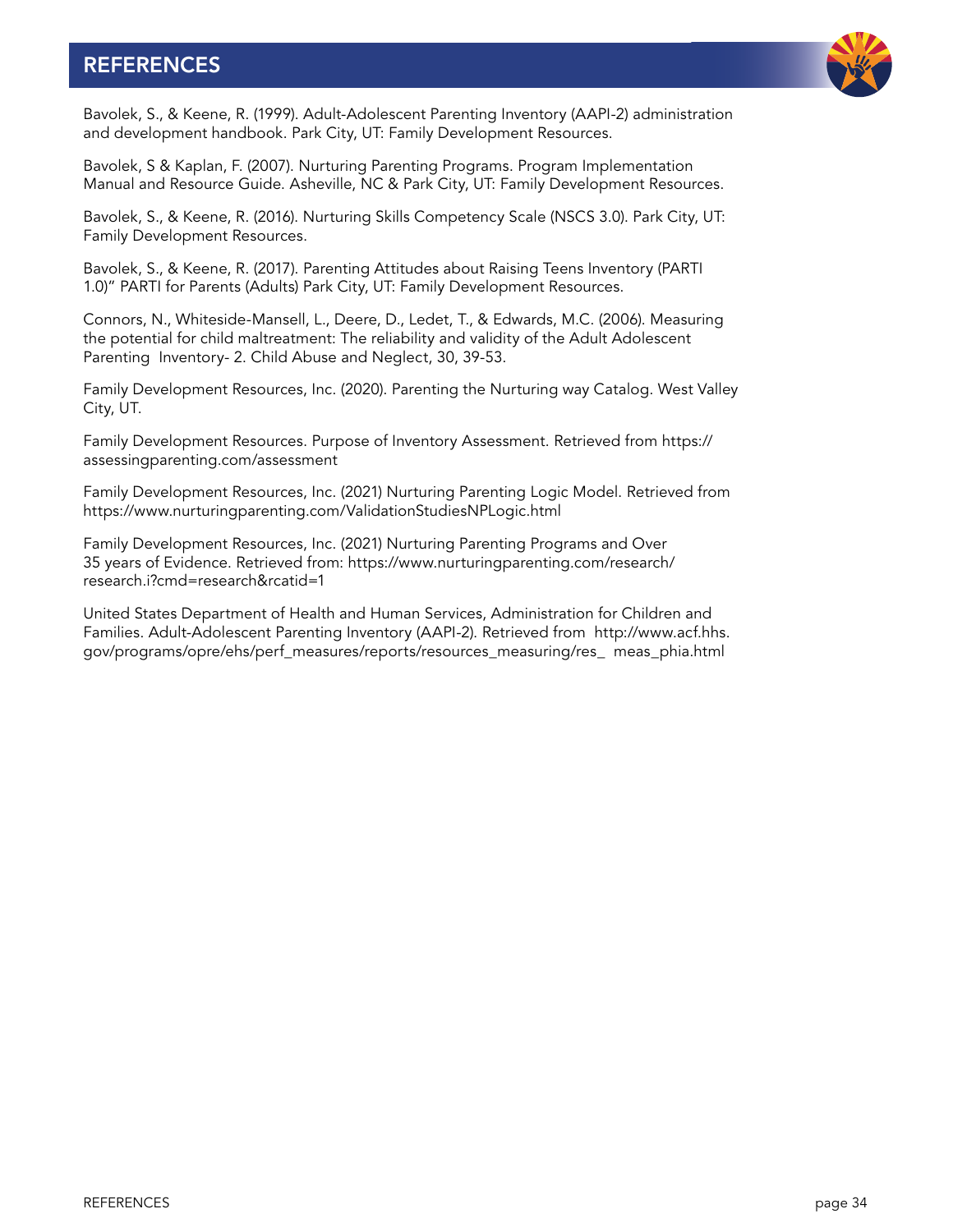# REFERENCES

Bavolek, S., & Keene, R. (1999). Adult-Adolescent Parenting Inventory (AAPI-2) administration and development handbook. Park City, UT: Family Development Resources.

Bavolek, S & Kaplan, F. (2007). Nurturing Parenting Programs. Program Implementation Manual and Resource Guide. Asheville, NC & Park City, UT: Family Development Resources.

Bavolek, S., & Keene, R. (2016). Nurturing Skills Competency Scale (NSCS 3.0). Park City, UT: Family Development Resources.

Bavolek, S., & Keene, R. (2017). Parenting Attitudes about Raising Teens Inventory (PARTI 1.0)" PARTI for Parents (Adults) Park City, UT: Family Development Resources.

Connors, N., Whiteside-Mansell, L., Deere, D., Ledet, T., & Edwards, M.C. (2006). Measuring the potential for child maltreatment: The reliability and validity of the Adult Adolescent Parenting Inventory- 2. Child Abuse and Neglect, 30, 39-53.

Family Development Resources, Inc. (2020). Parenting the Nurturing way Catalog. West Valley City, UT.

Family Development Resources. Purpose of Inventory Assessment. Retrieved from https://assessingparenting.com/assessment

Family Development Resources, Inc. (2021) Nurturing Parenting Logic Model. Retrieved from https://www.nurturingparenting.com/ValidationStudiesNPLogic.html

Family Development Resources, Inc. (2021) Nurturing Parenting Programs and Over 35 years of Evidence. Retrieved from: https://www.nurturingparenting.com/research/research.i?cmd=research&rcatid=1

United States Department of Health and Human Services, Administration for Children and Families. Adult-Adolescent Parenting Inventory (AAPI-2). Retrieved from http://www.acf.hhs.gov/programs/opre/ehs/perf_measures/reports/resources_measuring/res_ meas_phia.html